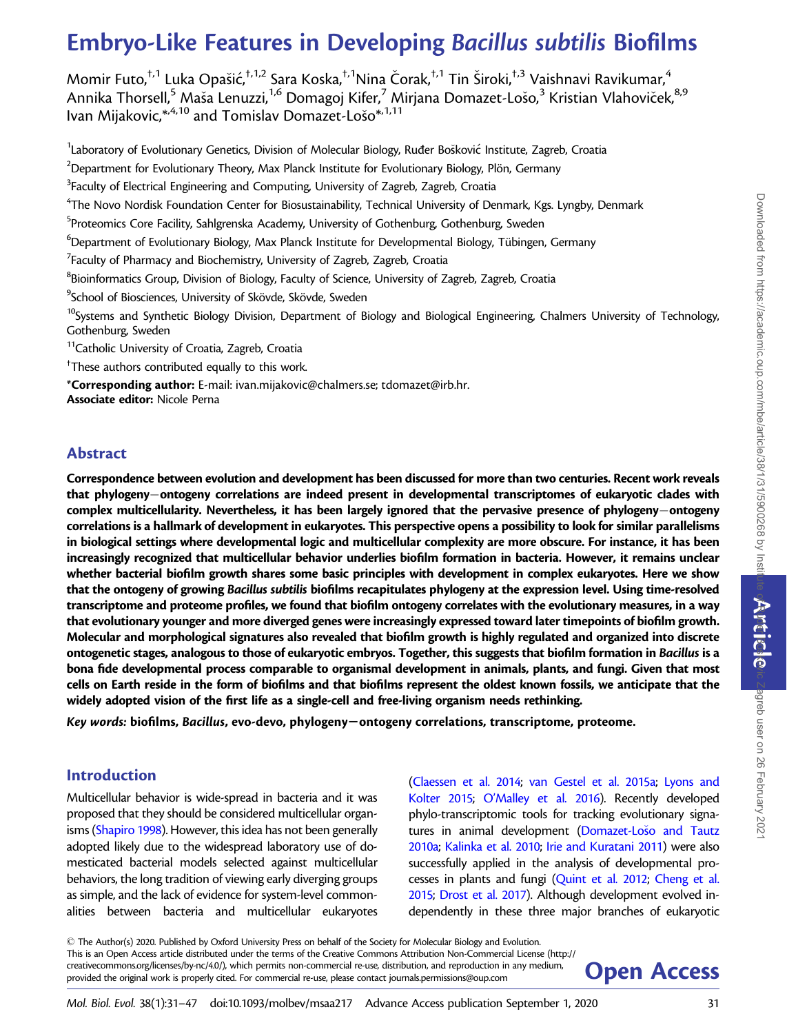# Embryo-Like Features in Developing *Bacillus subtilis* Biofilms

Momir Futo,[†,1] Luka Opašić,[†,1,2] Sara Koska,[†,1] Nina Čorak,[†,1] Tin Široki,[†,3] Vaishnavi Ravikumar,[4] Annika Thorsell,[5] Maša Lenuzzi,[1,6] Domagoj Kifer,[7] Mirjana Domazet-Lošo,[3] Kristian Vlahoviček,[8,9] Ivan Mijakovic,[*,4,10] and Tomislav Domazet-Lošo[*,1,11]

[1]Laboratory of Evolutionary Genetics, Division of Molecular Biology, Ruđer Bošković Institute, Zagreb, Croatia

[2]Department for Evolutionary Theory, Max Planck Institute for Evolutionary Biology, Plön, Germany

[3]Faculty of Electrical Engineering and Computing, University of Zagreb, Zagreb, Croatia

[4]The Novo Nordisk Foundation Center for Biosustainability, Technical University of Denmark, Kgs. Lyngby, Denmark

[5]Proteomics Core Facility, Sahlgrenska Academy, University of Gothenburg, Gothenburg, Sweden

[6]Department of Evolutionary Biology, Max Planck Institute for Developmental Biology, Tübingen, Germany

[7]Faculty of Pharmacy and Biochemistry, University of Zagreb, Zagreb, Croatia

[8]Bioinformatics Group, Division of Biology, Faculty of Science, University of Zagreb, Zagreb, Croatia

[9]School of Biosciences, University of Skövde, Skövde, Sweden

[10]Systems and Synthetic Biology Division, Department of Biology and Biological Engineering, Chalmers University of Technology, Gothenburg, Sweden

[11]Catholic University of Croatia, Zagreb, Croatia

[†]These authors contributed equally to this work.

***Corresponding author:** E-mail: ivan.mijakovic@chalmers.se; tdomazet@irb.hr.
**Associate editor:** Nicole Perna

## Abstract

**Correspondence between evolution and development has been discussed for more than two centuries. Recent work reveals that phylogeny–ontogeny correlations are indeed present in developmental transcriptomes of eukaryotic clades with complex multicellularity. Nevertheless, it has been largely ignored that the pervasive presence of phylogeny–ontogeny correlations is a hallmark of development in eukaryotes. This perspective opens a possibility to look for similar parallelisms in biological settings where developmental logic and multicellular complexity are more obscure. For instance, it has been increasingly recognized that multicellular behavior underlies biofilm formation in bacteria. However, it remains unclear whether bacterial biofilm growth shares some basic principles with development in complex eukaryotes. Here we show that the ontogeny of growing *Bacillus subtilis* biofilms recapitulates phylogeny at the expression level. Using time-resolved transcriptome and proteome profiles, we found that biofilm ontogeny correlates with the evolutionary measures, in a way that evolutionary younger and more diverged genes were increasingly expressed toward later timepoints of biofilm growth. Molecular and morphological signatures also revealed that biofilm growth is highly regulated and organized into discrete ontogenetic stages, analogous to those of eukaryotic embryos. Together, this suggests that biofilm formation in *Bacillus* is a bona fide developmental process comparable to organismal development in animals, plants, and fungi. Given that most cells on Earth reside in the form of biofilms and that biofilms represent the oldest known fossils, we anticipate that the widely adopted vision of the first life as a single-cell and free-living organism needs rethinking.**

***Key words:* biofilms, *Bacillus*, evo-devo, phylogeny–ontogeny correlations, transcriptome, proteome.**

## Introduction

Multicellular behavior is wide-spread in bacteria and it was proposed that they should be considered multicellular organisms (Shapiro 1998). However, this idea has not been generally adopted likely due to the widespread laboratory use of domesticated bacterial models selected against multicellular behaviors, the long tradition of viewing early diverging groups as simple, and the lack of evidence for system-level commonalities between bacteria and multicellular eukaryotes (Claessen et al. 2014; van Gestel et al. 2015a; Lyons and Kolter 2015; O'Malley et al. 2016). Recently developed phylo-transcriptomic tools for tracking evolutionary signatures in animal development (Domazet-Lošo and Tautz 2010a; Kalinka et al. 2010; Irie and Kuratani 2011) were also successfully applied in the analysis of developmental processes in plants and fungi (Quint et al. 2012; Cheng et al. 2015; Drost et al. 2017). Although development evolved independently in these three major branches of eukaryotic

© The Author(s) 2020. Published by Oxford University Press on behalf of the Society for Molecular Biology and Evolution. This is an Open Access article distributed under the terms of the Creative Commons Attribution Non-Commercial License (http://creativecommons.org/licenses/by-nc/4.0/), which permits non-commercial re-use, distribution, and reproduction in any medium, provided the original work is properly cited. For commercial re-use, please contact journals.permissions@oup.com

**Open Access**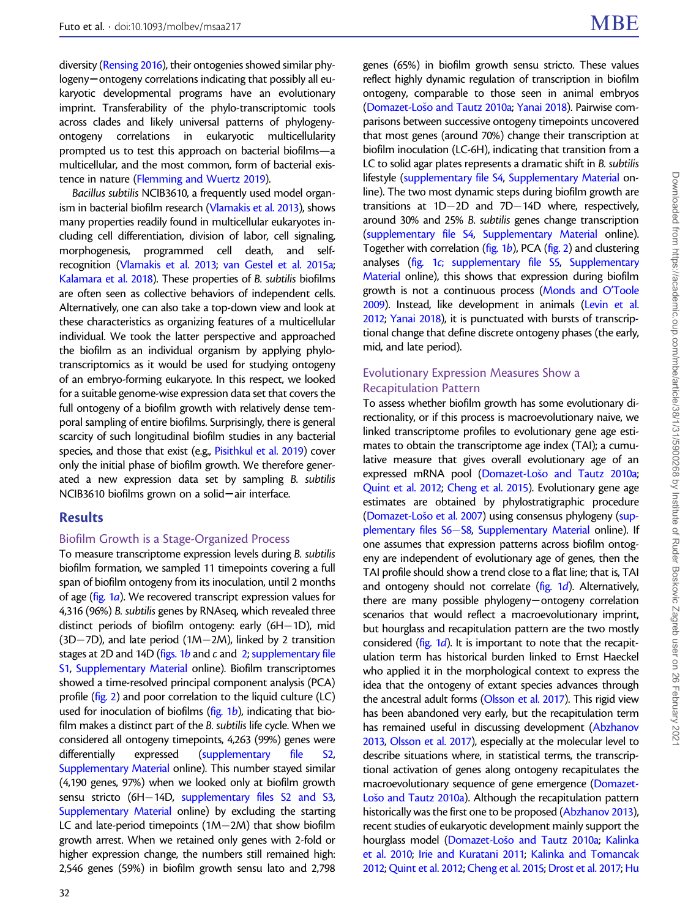diversity (Rensing 2016), their ontogenies showed similar phylogeny−ontogeny correlations indicating that possibly all eukaryotic developmental programs have an evolutionary imprint. Transferability of the phylo-transcriptomic tools across clades and likely universal patterns of phylogeny-ontogeny correlations in eukaryotic multicellularity prompted us to test this approach on bacterial biofilms—a multicellular, and the most common, form of bacterial existence in nature (Flemming and Wuertz 2019).

*Bacillus subtilis* NCIB3610, a frequently used model organism in bacterial biofilm research (Vlamakis et al. 2013), shows many properties readily found in multicellular eukaryotes including cell differentiation, division of labor, cell signaling, morphogenesis, programmed cell death, and self-recognition (Vlamakis et al. 2013; van Gestel et al. 2015a; Kalamara et al. 2018). These properties of *B. subtilis* biofilms are often seen as collective behaviors of independent cells. Alternatively, one can also take a top-down view and look at these characteristics as organizing features of a multicellular individual. We took the latter perspective and approached the biofilm as an individual organism by applying phylo-transcriptomics as it would be used for studying ontogeny of an embryo-forming eukaryote. In this respect, we looked for a suitable genome-wise expression data set that covers the full ontogeny of a biofilm growth with relatively dense temporal sampling of entire biofilms. Surprisingly, there is general scarcity of such longitudinal biofilm studies in any bacterial species, and those that exist (e.g., Pisithkul et al. 2019) cover only the initial phase of biofilm growth. We therefore generated a new expression data set by sampling *B. subtilis* NCIB3610 biofilms grown on a solid−air interface.

## Results

### Biofilm Growth is a Stage-Organized Process

To measure transcriptome expression levels during *B. subtilis* biofilm formation, we sampled 11 timepoints covering a full span of biofilm ontogeny from its inoculation, until 2 months of age (fig. 1*a*). We recovered transcript expression values for 4,316 (96%) *B. subtilis* genes by RNAseq, which revealed three distinct periods of biofilm ontogeny: early (6H−1D), mid (3D−7D), and late period (1M−2M), linked by 2 transition stages at 2D and 14D (figs. 1*b* and *c* and 2; supplementary file S1, Supplementary Material online). Biofilm transcriptomes showed a time-resolved principal component analysis (PCA) profile (fig. 2) and poor correlation to the liquid culture (LC) used for inoculation of biofilms (fig. 1*b*), indicating that biofilm makes a distinct part of the *B. subtilis* life cycle. When we considered all ontogeny timepoints, 4,263 (99%) genes were differentially expressed (supplementary file S2, Supplementary Material online). This number stayed similar (4,190 genes, 97%) when we looked only at biofilm growth sensu stricto (6H−14D, supplementary files S2 and S3, Supplementary Material online) by excluding the starting LC and late-period timepoints (1M−2M) that show biofilm growth arrest. When we retained only genes with 2-fold or higher expression change, the numbers still remained high: 2,546 genes (59%) in biofilm growth sensu lato and 2,798 genes (65%) in biofilm growth sensu stricto. These values reflect highly dynamic regulation of transcription in biofilm ontogeny, comparable to those seen in animal embryos (Domazet-Lošo and Tautz 2010a; Yanai 2018). Pairwise comparisons between successive ontogeny timepoints uncovered that most genes (around 70%) change their transcription at biofilm inoculation (LC-6H), indicating that transition from a LC to solid agar plates represents a dramatic shift in *B. subtilis* lifestyle (supplementary file S4, Supplementary Material online). The two most dynamic steps during biofilm growth are transitions at 1D−2D and 7D−14D where, respectively, around 30% and 25% *B. subtilis* genes change transcription (supplementary file S4, Supplementary Material online). Together with correlation (fig. 1*b*), PCA (fig. 2) and clustering analyses (fig. 1*c*; supplementary file S5, Supplementary Material online), this shows that expression during biofilm growth is not a continuous process (Monds and O'Toole 2009). Instead, like development in animals (Levin et al. 2012; Yanai 2018), it is punctuated with bursts of transcriptional change that define discrete ontogeny phases (the early, mid, and late period).

### Evolutionary Expression Measures Show a Recapitulation Pattern

To assess whether biofilm growth has some evolutionary directionality, or if this process is macroevolutionary naive, we linked transcriptome profiles to evolutionary gene age estimates to obtain the transcriptome age index (TAI); a cumulative measure that gives overall evolutionary age of an expressed mRNA pool (Domazet-Lošo and Tautz 2010a; Quint et al. 2012; Cheng et al. 2015). Evolutionary gene age estimates are obtained by phylostratigraphic procedure (Domazet-Lošo et al. 2007) using consensus phylogeny (supplementary files S6−S8, Supplementary Material online). If one assumes that expression patterns across biofilm ontogeny are independent of evolutionary age of genes, then the TAI profile should show a trend close to a flat line; that is, TAI and ontogeny should not correlate (fig. 1*d*). Alternatively, there are many possible phylogeny−ontogeny correlation scenarios that would reflect a macroevolutionary imprint, but hourglass and recapitulation pattern are the two mostly considered (fig. 1*d*). It is important to note that the recapitulation term has historical burden linked to Ernst Haeckel who applied it in the morphological context to express the idea that the ontogeny of extant species advances through the ancestral adult forms (Olsson et al. 2017). This rigid view has been abandoned very early, but the recapitulation term has remained useful in discussing development (Abzhanov 2013, Olsson et al. 2017), especially at the molecular level to describe situations where, in statistical terms, the transcriptional activation of genes along ontogeny recapitulates the macroevolutionary sequence of gene emergence (Domazet-Lošo and Tautz 2010a). Although the recapitulation pattern historically was the first one to be proposed (Abzhanov 2013), recent studies of eukaryotic development mainly support the hourglass model (Domazet-Lošo and Tautz 2010a; Kalinka et al. 2010; Irie and Kuratani 2011; Kalinka and Tomancak 2012; Quint et al. 2012; Cheng et al. 2015; Drost et al. 2017; Hu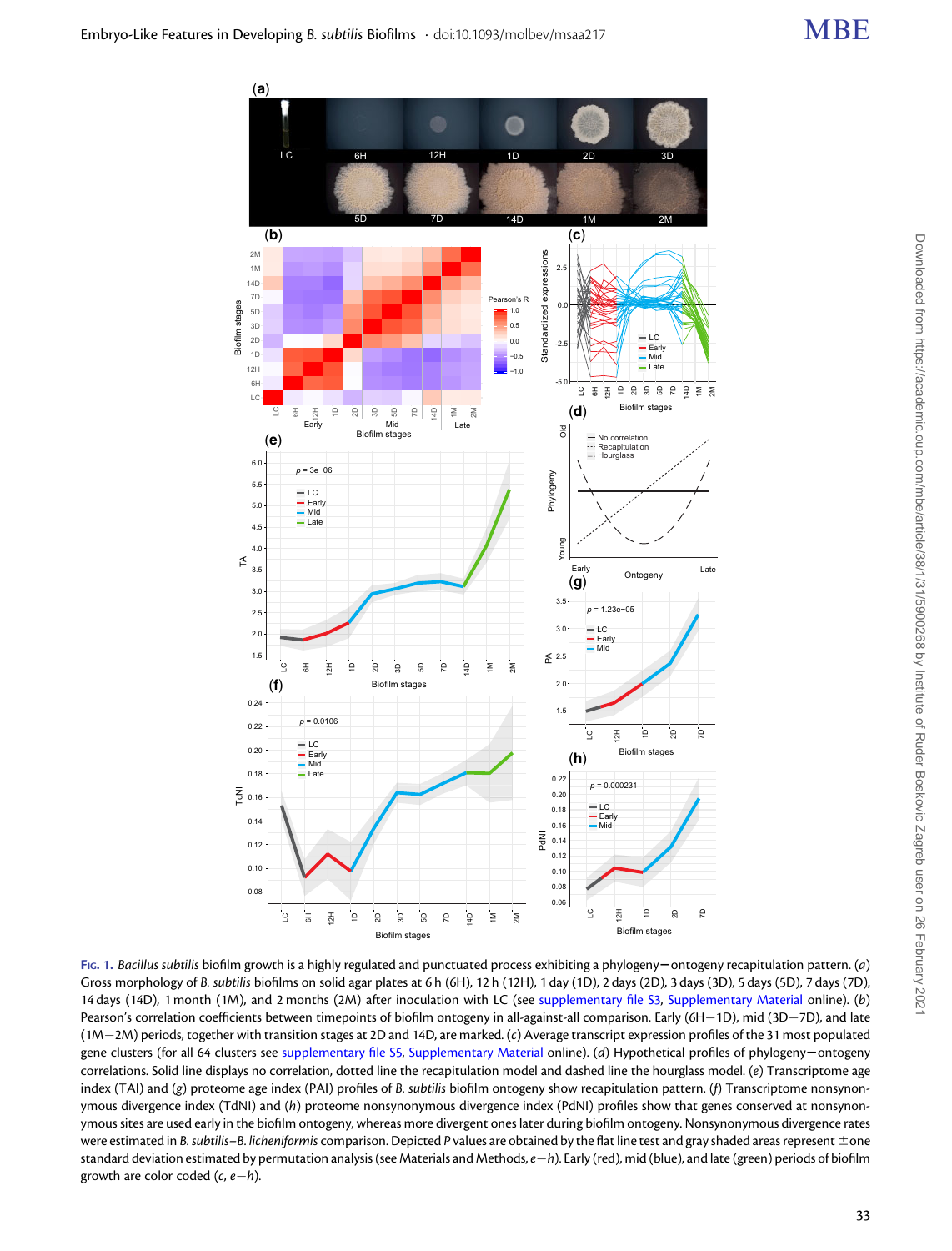(a)

LC 6H 12H 1D 2D 3D

5D 7D 14D 1M 2M

(b)

Biofilm stages

2M 1M 14D 7D 5D 3D 2D 1D 12H 6H LC

Pearson's R

1.0 0.5 0.0 −0.5 −1.0

LC 6H 12H 1D 2D 3D 5D 7D 14D 1M 2M

Early Mid Late

Biofilm stages

(c)

Standardized expressions

2.5 0.0 −2.5 −5.0

LC Early Mid Late

LC 6H 12H 1D 2D 3D 5D 7D 14D 1M 2M

Biofilm stages

(d)

Old Phylogeny Young

No correlation

Recapitulation

Hourglass

Early Ontogeny Late

(e)

$p$ = 3e−06

LC Early Mid Late

TAI

6.0 5.5 5.0 4.5 4.0 3.5 3.0 2.5 2.0 1.5

LC 6H 12H 1D 2D 3D 5D 7D 14D 1M 2M

Biofilm stages

(f)

$p$ = 0.0106

LC Early Mid Late

TdNI

0.24 0.22 0.20 0.18 0.16 0.14 0.12 0.10 0.08

LC 6H 12H 1D 2D 3D 5D 7D 14D 1M 2M

Biofilm stages

(g)

$p$ = 1.23e−05

LC Early Mid

PAI

3.5 3.0 2.5 2.0 1.5

LC 12H 1D 2D 7D

Biofilm stages

(h)

$p$ = 0.000231

LC Early Mid

PdNI

0.22 0.20 0.18 0.16 0.14 0.12 0.10 0.08 0.06

LC 12H 1D 2D 7D

Biofilm stages

Fig. 1. *Bacillus subtilis* biofilm growth is a highly regulated and punctuated process exhibiting a phylogeny−ontogeny recapitulation pattern. (*a*) Gross morphology of *B. subtilis* biofilms on solid agar plates at 6 h (6H), 12 h (12H), 1 day (1D), 2 days (2D), 3 days (3D), 5 days (5D), 7 days (7D), 14 days (14D), 1 month (1M), and 2 months (2M) after inoculation with LC (see supplementary file S3, Supplementary Material online). (*b*) Pearson's correlation coefficients between timepoints of biofilm ontogeny in all-against-all comparison. Early (6H−1D), mid (3D−7D), and late (1M−2M) periods, together with transition stages at 2D and 14D, are marked. (*c*) Average transcript expression profiles of the 31 most populated gene clusters (for all 64 clusters see supplementary file S5, Supplementary Material online). (*d*) Hypothetical profiles of phylogeny−ontogeny correlations. Solid line displays no correlation, dotted line the recapitulation model and dashed line the hourglass model. (*e*) Transcriptome age index (TAI) and (*g*) proteome age index (PAI) profiles of *B. subtilis* biofilm ontogeny show recapitulation pattern. (*f*) Transcriptome nonsynonymous divergence index (TdNI) and (*h*) proteome nonsynonymous divergence index (PdNI) profiles show that genes conserved at nonsynonymous sites are used early in the biofilm ontogeny, whereas more divergent ones later during biofilm ontogeny. Nonsynonymous divergence rates were estimated in *B. subtilis*–*B. licheniformis* comparison. Depicted *P* values are obtained by the flat line test and gray shaded areas represent ±one standard deviation estimated by permutation analysis (see Materials and Methods, *e*−*h*). Early (red), mid (blue), and late (green) periods of biofilm growth are color coded (*c*, *e*−*h*).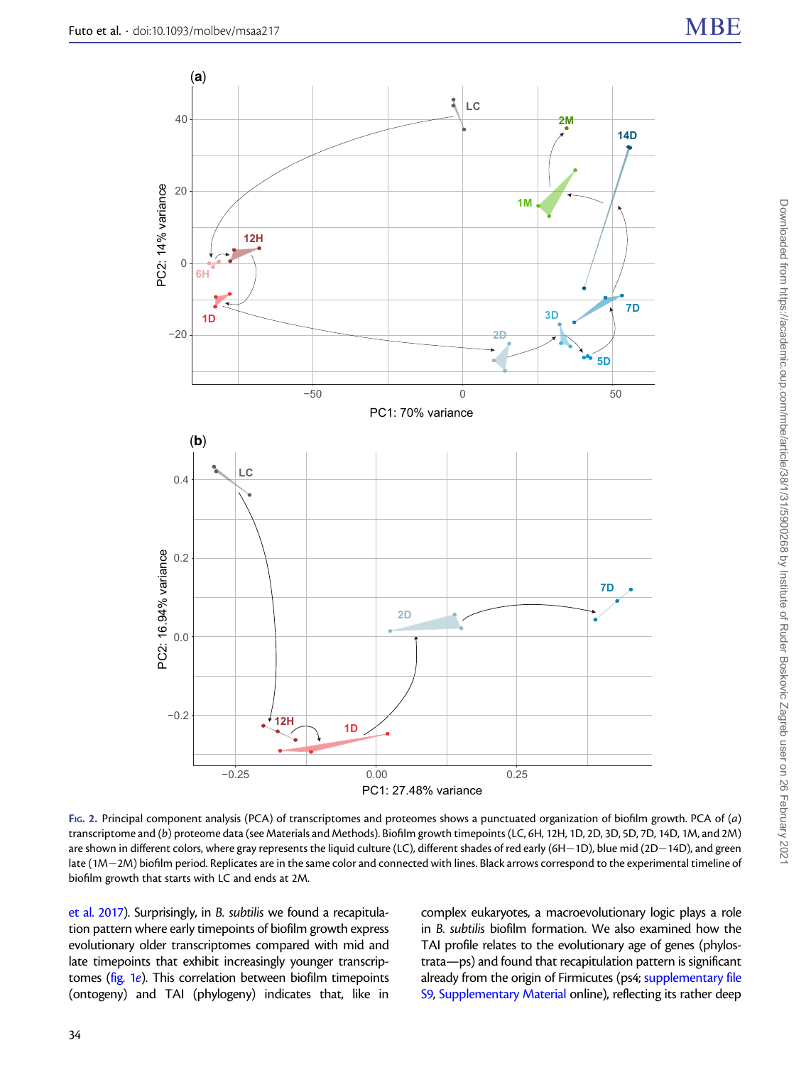(a)

LC

2M

14D

1M

12H

6H

1D

3D

7D

2D

5D

40

20

0

−20

−50

0

50

PC2: 14% variance

PC1: 70% variance

(b)

LC

7D

2D

12H

1D

0.4

0.2

0.0

−0.2

−0.25

0.00

0.25

PC2: 16.94% variance

PC1: 27.48% variance

Fig. 2. Principal component analysis (PCA) of transcriptomes and proteomes shows a punctuated organization of biofilm growth. PCA of (*a*) transcriptome and (*b*) proteome data (see Materials and Methods). Biofilm growth timepoints (LC, 6H, 12H, 1D, 2D, 3D, 5D, 7D, 14D, 1M, and 2M) are shown in different colors, where gray represents the liquid culture (LC), different shades of red early (6H−1D), blue mid (2D−14D), and green late (1M−2M) biofilm period. Replicates are in the same color and connected with lines. Black arrows correspond to the experimental timeline of biofilm growth that starts with LC and ends at 2M.

et al. 2017). Surprisingly, in *B. subtilis* we found a recapitulation pattern where early timepoints of biofilm growth express evolutionary older transcriptomes compared with mid and late timepoints that exhibit increasingly younger transcriptomes (fig. 1*e*). This correlation between biofilm timepoints (ontogeny) and TAI (phylogeny) indicates that, like in complex eukaryotes, a macroevolutionary logic plays a role in *B. subtilis* biofilm formation. We also examined how the TAI profile relates to the evolutionary age of genes (phylostrata—ps) and found that recapitulation pattern is significant already from the origin of Firmicutes (ps4; supplementary file S9, Supplementary Material online), reflecting its rather deep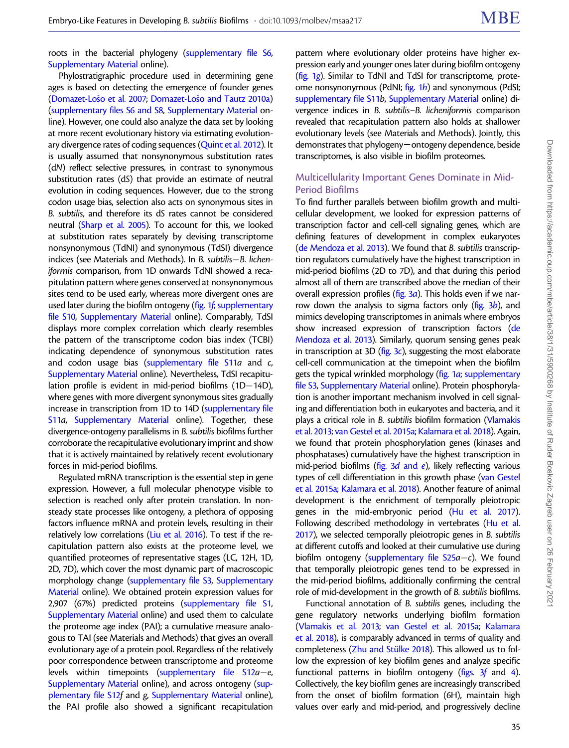roots in the bacterial phylogeny (supplementary file S6, Supplementary Material online).

Phylostratigraphic procedure used in determining gene ages is based on detecting the emergence of founder genes (Domazet-Lošo et al. 2007; Domazet-Lošo and Tautz 2010a) (supplementary files S6 and S8, Supplementary Material online). However, one could also analyze the data set by looking at more recent evolutionary history via estimating evolutionary divergence rates of coding sequences (Quint et al. 2012). It is usually assumed that nonsynonymous substitution rates (dN) reflect selective pressures, in contrast to synonymous substitution rates (dS) that provide an estimate of neutral evolution in coding sequences. However, due to the strong codon usage bias, selection also acts on synonymous sites in *B. subtilis*, and therefore its dS rates cannot be considered neutral (Sharp et al. 2005). To account for this, we looked at substitution rates separately by devising transcriptome nonsynonymous (TdNI) and synonymous (TdSI) divergence indices (see Materials and Methods). In *B. subtilis*—*B. licheniformis* comparison, from 1D onwards TdNI showed a recapitulation pattern where genes conserved at nonsynonymous sites tend to be used early, whereas more divergent ones are used later during the biofilm ontogeny (fig. 1*f*; supplementary file S10, Supplementary Material online). Comparably, TdSI displays more complex correlation which clearly resembles the pattern of the transcriptome codon bias index (TCBI) indicating dependence of synonymous substitution rates and codon usage bias (supplementary file S11*a* and *c*, Supplementary Material online). Nevertheless, TdSI recapitulation profile is evident in mid-period biofilms (1D–14D), where genes with more divergent synonymous sites gradually increase in transcription from 1D to 14D (supplementary file S11*a*, Supplementary Material online). Together, these divergence-ontogeny parallelisms in *B. subtilis* biofilms further corroborate the recapitulative evolutionary imprint and show that it is actively maintained by relatively recent evolutionary forces in mid-period biofilms.

Regulated mRNA transcription is the essential step in gene expression. However, a full molecular phenotype visible to selection is reached only after protein translation. In non-steady state processes like ontogeny, a plethora of opposing factors influence mRNA and protein levels, resulting in their relatively low correlations (Liu et al. 2016). To test if the recapitulation pattern also exists at the proteome level, we quantified proteomes of representative stages (LC, 12H, 1D, 2D, 7D), which cover the most dynamic part of macroscopic morphology change (supplementary file S3, Supplementary Material online). We obtained protein expression values for 2,907 (67%) predicted proteins (supplementary file S1, Supplementary Material online) and used them to calculate the proteome age index (PAI); a cumulative measure analogous to TAI (see Materials and Methods) that gives an overall evolutionary age of a protein pool. Regardless of the relatively poor correspondence between transcriptome and proteome levels within timepoints (supplementary file S12*a*–*e*, Supplementary Material online), and across ontogeny (supplementary file S12*f* and *g*, Supplementary Material online), the PAI profile also showed a significant recapitulation pattern where evolutionary older proteins have higher expression early and younger ones later during biofilm ontogeny (fig. 1*g*). Similar to TdNI and TdSI for transcriptome, proteome nonsynonymous (PdNI; fig. 1*h*) and synonymous (PdSI; supplementary file S11*b*, Supplementary Material online) divergence indices in *B. subtilis*–*B. licheniformis* comparison revealed that recapitulation pattern also holds at shallower evolutionary levels (see Materials and Methods). Jointly, this demonstrates that phylogeny–ontogeny dependence, beside transcriptomes, is also visible in biofilm proteomes.

## Multicellularity Important Genes Dominate in Mid-Period Biofilms

To find further parallels between biofilm growth and multicellular development, we looked for expression patterns of transcription factor and cell-cell signaling genes, which are defining features of development in complex eukaryotes (de Mendoza et al. 2013). We found that *B. subtilis* transcription regulators cumulatively have the highest transcription in mid-period biofilms (2D to 7D), and that during this period almost all of them are transcribed above the median of their overall expression profiles (fig. 3*a*). This holds even if we narrow down the analysis to sigma factors only (fig. 3*b*), and mimics developing transcriptomes in animals where embryos show increased expression of transcription factors (de Mendoza et al. 2013). Similarly, quorum sensing genes peak in transcription at 3D (fig. 3*c*), suggesting the most elaborate cell-cell communication at the timepoint when the biofilm gets the typical wrinkled morphology (fig. 1*a*; supplementary file S3, Supplementary Material online). Protein phosphorylation is another important mechanism involved in cell signaling and differentiation both in eukaryotes and bacteria, and it plays a critical role in *B. subtilis* biofilm formation (Vlamakis et al. 2013; van Gestel et al. 2015a; Kalamara et al. 2018). Again, we found that protein phosphorylation genes (kinases and phosphatases) cumulatively have the highest transcription in mid-period biofilms (fig. 3*d* and *e*), likely reflecting various types of cell differentiation in this growth phase (van Gestel et al. 2015a; Kalamara et al. 2018). Another feature of animal development is the enrichment of temporally pleiotropic genes in the mid-embryonic period (Hu et al. 2017). Following described methodology in vertebrates (Hu et al. 2017), we selected temporally pleiotropic genes in *B. subtilis* at different cutoffs and looked at their cumulative use during biofilm ontogeny (supplementary file S25*a*–*c*). We found that temporally pleiotropic genes tend to be expressed in the mid-period biofilms, additionally confirming the central role of mid-development in the growth of *B. subtilis* biofilms.

Functional annotation of *B. subtilis* genes, including the gene regulatory networks underlying biofilm formation (Vlamakis et al. 2013; van Gestel et al. 2015a; Kalamara et al. 2018), is comparably advanced in terms of quality and completeness (Zhu and Stülke 2018). This allowed us to follow the expression of key biofilm genes and analyze specific functional patterns in biofilm ontogeny (figs. 3*f* and 4). Collectively, the key biofilm genes are increasingly transcribed from the onset of biofilm formation (6H), maintain high values over early and mid-period, and progressively decline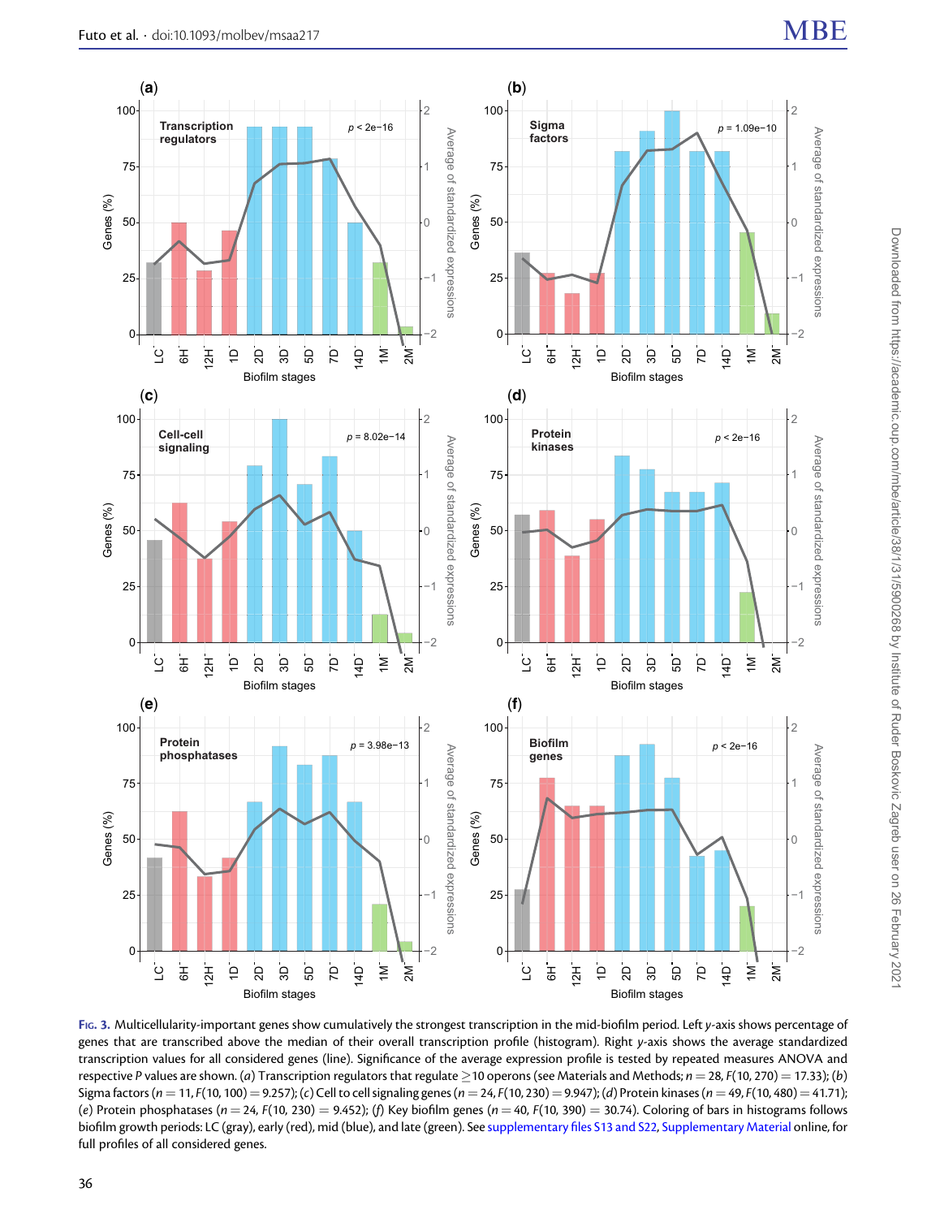(a)

Transcription regulators

p < 2e−16

Genes (%)

Average of standardized expressions

Biofilm stages

LC 6H 12H 1D 2D 3D 5D 7D 14D 1M 2M

(b)

Sigma factors

p = 1.09e−10

Genes (%)

Average of standardized expressions

Biofilm stages

LC 6H 12H 1D 2D 3D 5D 7D 14D 1M 2M

(c)

Cell-cell signaling

p = 8.02e−14

Genes (%)

Average of standardized expressions

Biofilm stages

LC 6H 12H 1D 2D 3D 5D 7D 14D 1M 2M

(d)

Protein kinases

p < 2e−16

Genes (%)

Average of standardized expressions

Biofilm stages

LC 6H 12H 1D 2D 3D 5D 7D 14D 1M 2M

(e)

Protein phosphatases

p = 3.98e−13

Genes (%)

Average of standardized expressions

Biofilm stages

LC 6H 12H 1D 2D 3D 5D 7D 14D 1M 2M

(f)

Biofilm genes

p < 2e−16

Genes (%)

Average of standardized expressions

Biofilm stages

LC 6H 12H 1D 2D 3D 5D 7D 14D 1M 2M

Fig. 3. Multicellularity-important genes show cumulatively the strongest transcription in the mid-biofilm period. Left y-axis shows percentage of genes that are transcribed above the median of their overall transcription profile (histogram). Right y-axis shows the average standardized transcription values for all considered genes (line). Significance of the average expression profile is tested by repeated measures ANOVA and respective P values are shown. (a) Transcription regulators that regulate ≥10 operons (see Materials and Methods; $n = 28$, $F(10, 270) = 17.33$); (b) Sigma factors ($n = 11$, $F(10, 100) = 9.257$); (c) Cell to cell signaling genes ($n = 24$, $F(10, 230) = 9.947$); (d) Protein kinases ($n = 49$, $F(10, 480) = 41.71$); (e) Protein phosphatases ($n = 24$, $F(10, 230) = 9.452$); (f) Key biofilm genes ($n = 40$, $F(10, 390) = 30.74$). Coloring of bars in histograms follows biofilm growth periods: LC (gray), early (red), mid (blue), and late (green). See supplementary files S13 and S22, Supplementary Material online, for full profiles of all considered genes.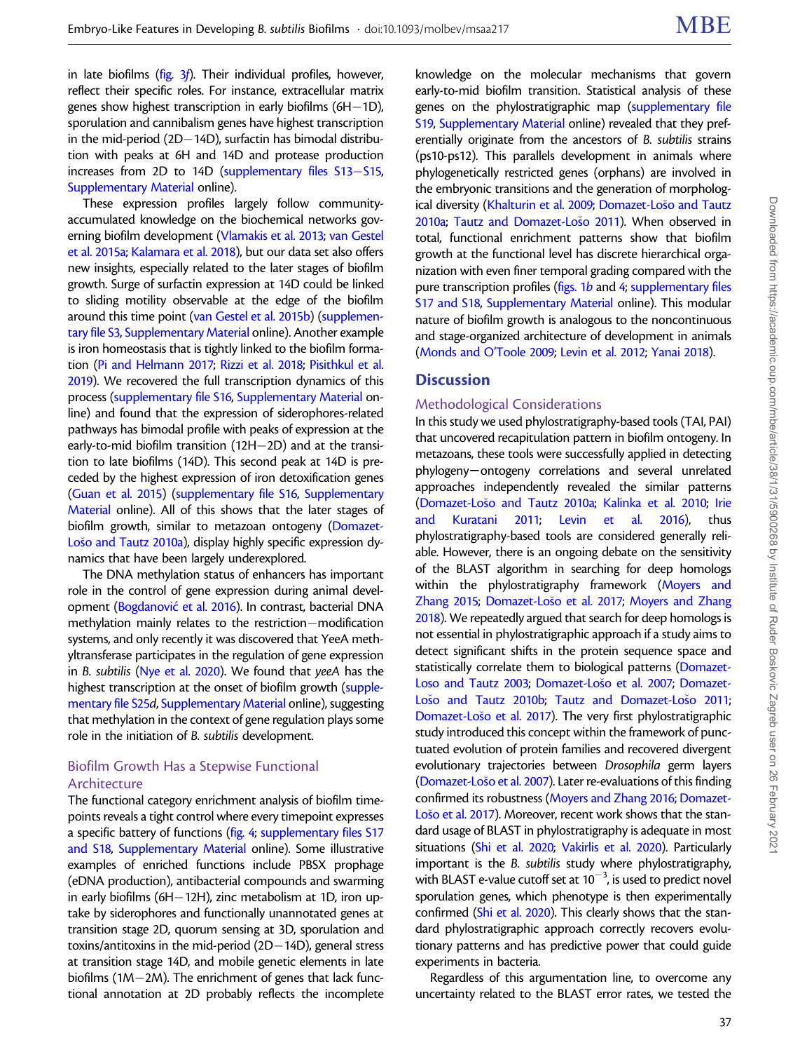in late biofilms (fig. 3f). Their individual profiles, however, reflect their specific roles. For instance, extracellular matrix genes show highest transcription in early biofilms (6H−1D), sporulation and cannibalism genes have highest transcription in the mid-period (2D−14D), surfactin has bimodal distribution with peaks at 6H and 14D and protease production increases from 2D to 14D (supplementary files S13−S15, Supplementary Material online).

These expression profiles largely follow community-accumulated knowledge on the biochemical networks governing biofilm development (Vlamakis et al. 2013; van Gestel et al. 2015a; Kalamara et al. 2018), but our data set also offers new insights, especially related to the later stages of biofilm growth. Surge of surfactin expression at 14D could be linked to sliding motility observable at the edge of the biofilm around this time point (van Gestel et al. 2015b) (supplementary file S3, Supplementary Material online). Another example is iron homeostasis that is tightly linked to the biofilm formation (Pi and Helmann 2017; Rizzi et al. 2018; Pisithkul et al. 2019). We recovered the full transcription dynamics of this process (supplementary file S16, Supplementary Material online) and found that the expression of siderophores-related pathways has bimodal profile with peaks of expression at the early-to-mid biofilm transition (12H−2D) and at the transition to late biofilms (14D). This second peak at 14D is preceded by the highest expression of iron detoxification genes (Guan et al. 2015) (supplementary file S16, Supplementary Material online). All of this shows that the later stages of biofilm growth, similar to metazoan ontogeny (Domazet-Lošo and Tautz 2010a), display highly specific expression dynamics that have been largely underexplored.

The DNA methylation status of enhancers has important role in the control of gene expression during animal development (Bogdanović et al. 2016). In contrast, bacterial DNA methylation mainly relates to the restriction−modification systems, and only recently it was discovered that YeeA methyltransferase participates in the regulation of gene expression in *B. subtilis* (Nye et al. 2020). We found that *yeeA* has the highest transcription at the onset of biofilm growth (supplementary file S25*d*, Supplementary Material online), suggesting that methylation in the context of gene regulation plays some role in the initiation of *B. subtilis* development.

### Biofilm Growth Has a Stepwise Functional Architecture

The functional category enrichment analysis of biofilm timepoints reveals a tight control where every timepoint expresses a specific battery of functions (fig. 4; supplementary files S17 and S18, Supplementary Material online). Some illustrative examples of enriched functions include PBSX prophage (eDNA production), antibacterial compounds and swarming in early biofilms (6H−12H), zinc metabolism at 1D, iron uptake by siderophores and functionally unannotated genes at transition stage 2D, quorum sensing at 3D, sporulation and toxins/antitoxins in the mid-period (2D−14D), general stress at transition stage 14D, and mobile genetic elements in late biofilms (1M−2M). The enrichment of genes that lack functional annotation at 2D probably reflects the incomplete knowledge on the molecular mechanisms that govern early-to-mid biofilm transition. Statistical analysis of these genes on the phylostratigraphic map (supplementary file S19, Supplementary Material online) revealed that they preferentially originate from the ancestors of *B. subtilis* strains (ps10-ps12). This parallels development in animals where phylogenetically restricted genes (orphans) are involved in the embryonic transitions and the generation of morphological diversity (Khalturin et al. 2009; Domazet-Lošo and Tautz 2010a; Tautz and Domazet-Lošo 2011). When observed in total, functional enrichment patterns show that biofilm growth at the functional level has discrete hierarchical organization with even finer temporal grading compared with the pure transcription profiles (figs. 1b and 4; supplementary files S17 and S18, Supplementary Material online). This modular nature of biofilm growth is analogous to the noncontinuous and stage-organized architecture of development in animals (Monds and O'Toole 2009; Levin et al. 2012; Yanai 2018).

## Discussion

### Methodological Considerations

In this study we used phylostratigraphy-based tools (TAI, PAI) that uncovered recapitulation pattern in biofilm ontogeny. In metazoans, these tools were successfully applied in detecting phylogeny−ontogeny correlations and several unrelated approaches independently revealed the similar patterns (Domazet-Lošo and Tautz 2010a; Kalinka et al. 2010; Irie and Kuratani 2011; Levin et al. 2016), thus phylostratigraphy-based tools are considered generally reliable. However, there is an ongoing debate on the sensitivity of the BLAST algorithm in searching for deep homologs within the phylostratigraphy framework (Moyers and Zhang 2015; Domazet-Lošo et al. 2017; Moyers and Zhang 2018). We repeatedly argued that search for deep homologs is not essential in phylostratigraphic approach if a study aims to detect significant shifts in the protein sequence space and statistically correlate them to biological patterns (Domazet-Loso and Tautz 2003; Domazet-Lošo et al. 2007; Domazet-Lošo and Tautz 2010b; Tautz and Domazet-Lošo 2011; Domazet-Lošo et al. 2017). The very first phylostratigraphic study introduced this concept within the framework of punctuated evolution of protein families and recovered divergent evolutionary trajectories between *Drosophila* germ layers (Domazet-Lošo et al. 2007). Later re-evaluations of this finding confirmed its robustness (Moyers and Zhang 2016; Domazet-Lošo et al. 2017). Moreover, recent work shows that the standard usage of BLAST in phylostratigraphy is adequate in most situations (Shi et al. 2020; Vakirlis et al. 2020). Particularly important is the *B. subtilis* study where phylostratigraphy, with BLAST e-value cutoff set at $10^{-3}$, is used to predict novel sporulation genes, which phenotype is then experimentally confirmed (Shi et al. 2020). This clearly shows that the standard phylostratigraphic approach correctly recovers evolutionary patterns and has predictive power that could guide experiments in bacteria.

Regardless of this argumentation line, to overcome any uncertainty related to the BLAST error rates, we tested the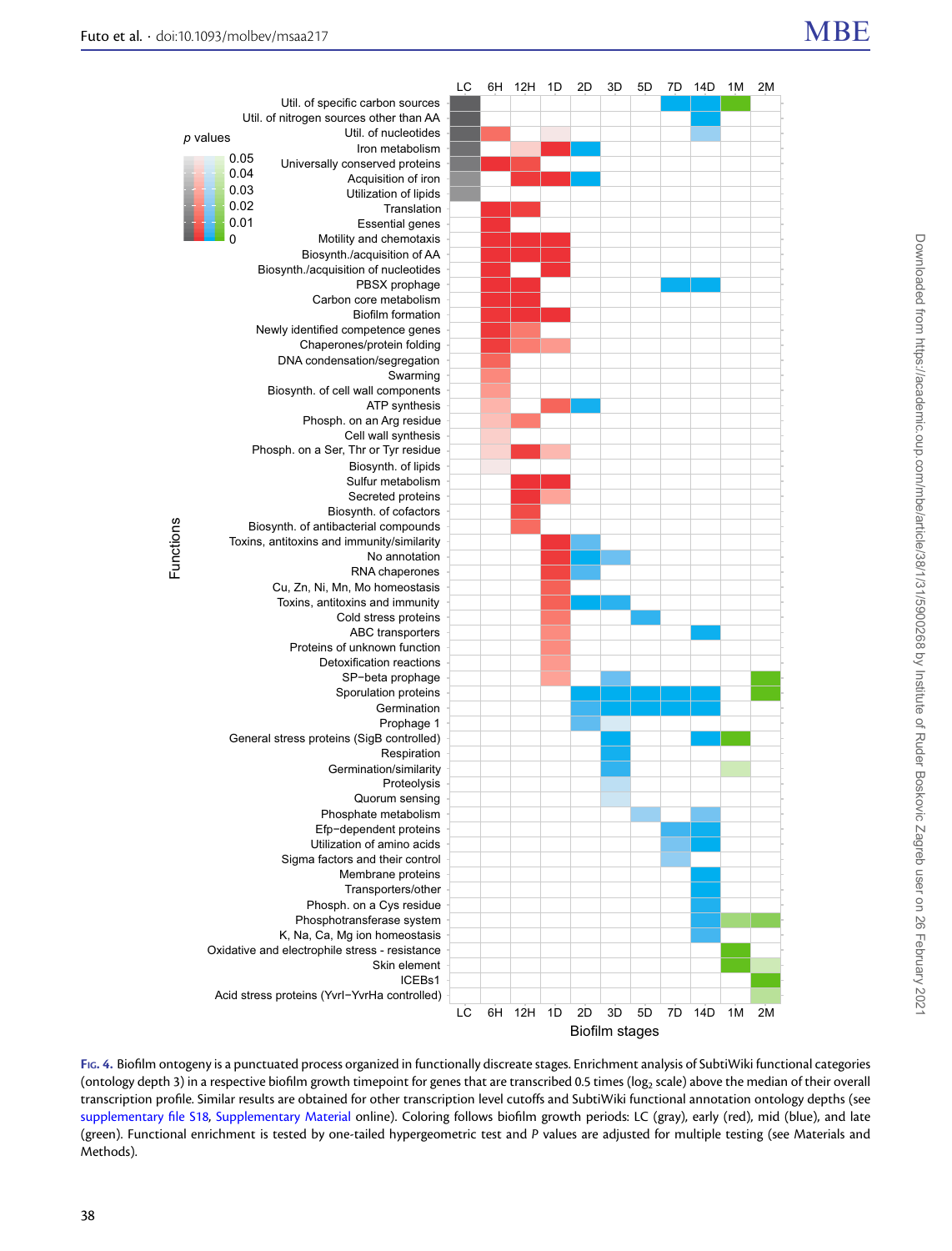Fig. 4. Biofilm ontogeny is a punctuated process organized in functionally discreate stages. Enrichment analysis of SubtiWiki functional categories (ontology depth 3) in a respective biofilm growth timepoint for genes that are transcribed 0.5 times ($log_2$ scale) above the median of their overall transcription profile. Similar results are obtained for other transcription level cutoffs and SubtiWiki functional annotation ontology depths (see supplementary file S18, Supplementary Material online). Coloring follows biofilm growth periods: LC (gray), early (red), mid (blue), and late (green). Functional enrichment is tested by one-tailed hypergeometric test and $P$ values are adjusted for multiple testing (see Materials and Methods).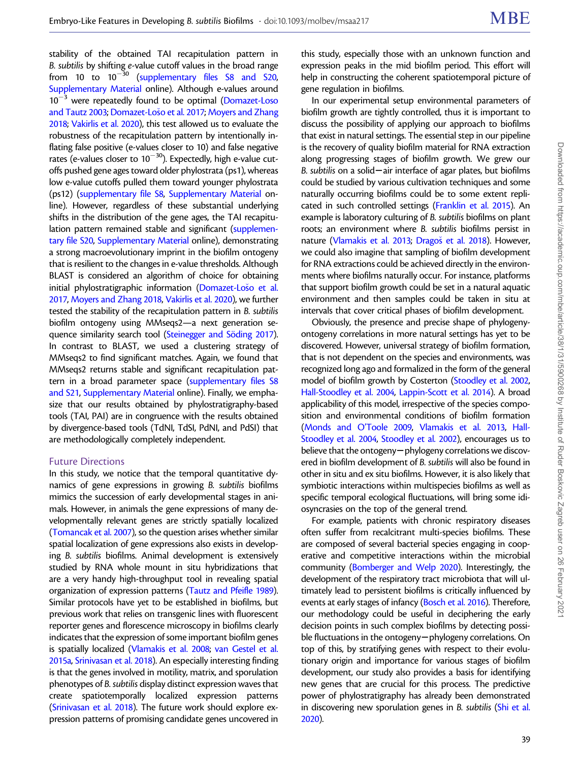stability of the obtained TAI recapitulation pattern in *B. subtilis* by shifting *e*-value cutoff values in the broad range from 10 to $10^{-30}$ (supplementary files S8 and S20, Supplementary Material online). Although e-values around $10^{-3}$ were repeatedly found to be optimal (Domazet-Loso and Tautz 2003; Domazet-Lošo et al. 2017; Moyers and Zhang 2018; Vakirlis et al. 2020), this test allowed us to evaluate the robustness of the recapitulation pattern by intentionally inflating false positive (e-values closer to 10) and false negative rates (e-values closer to $10^{-30}$). Expectedly, high e-value cutoffs pushed gene ages toward older phylostrata (ps1), whereas low e-value cutoffs pulled them toward younger phylostrata (ps12) (supplementary file S8, Supplementary Material online). However, regardless of these substantial underlying shifts in the distribution of the gene ages, the TAI recapitulation pattern remained stable and significant (supplementary file S20, Supplementary Material online), demonstrating a strong macroevolutionary imprint in the biofilm ontogeny that is resilient to the changes in e-value thresholds. Although BLAST is considered an algorithm of choice for obtaining initial phylostratigraphic information (Domazet-Lošo et al. 2017, Moyers and Zhang 2018, Vakirlis et al. 2020), we further tested the stability of the recapitulation pattern in *B. subtilis* biofilm ontogeny using MMseqs2—a next generation sequence similarity search tool (Steinegger and Söding 2017). In contrast to BLAST, we used a clustering strategy of MMseqs2 to find significant matches. Again, we found that MMseqs2 returns stable and significant recapitulation pattern in a broad parameter space (supplementary files S8 and S21, Supplementary Material online). Finally, we emphasize that our results obtained by phylostratigraphy-based tools (TAI, PAI) are in congruence with the results obtained by divergence-based tools (TdNI, TdSI, PdNI, and PdSI) that are methodologically completely independent.

## Future Directions

In this study, we notice that the temporal quantitative dynamics of gene expressions in growing *B. subtilis* biofilms mimics the succession of early developmental stages in animals. However, in animals the gene expressions of many developmentally relevant genes are strictly spatially localized (Tomancak et al. 2007), so the question arises whether similar spatial localization of gene expressions also exists in developing *B. subtilis* biofilms. Animal development is extensively studied by RNA whole mount in situ hybridizations that are a very handy high-throughput tool in revealing spatial organization of expression patterns (Tautz and Pfeifle 1989). Similar protocols have yet to be established in biofilms, but previous work that relies on transgenic lines with fluorescent reporter genes and florescence microscopy in biofilms clearly indicates that the expression of some important biofilm genes is spatially localized (Vlamakis et al. 2008; van Gestel et al. 2015a, Srinivasan et al. 2018). An especially interesting finding is that the genes involved in motility, matrix, and sporulation phenotypes of *B. subtilis* display distinct expression waves that create spatiotemporally localized expression patterns (Srinivasan et al. 2018). The future work should explore expression patterns of promising candidate genes uncovered in this study, especially those with an unknown function and expression peaks in the mid biofilm period. This effort will help in constructing the coherent spatiotemporal picture of gene regulation in biofilms.

In our experimental setup environmental parameters of biofilm growth are tightly controlled, thus it is important to discuss the possibility of applying our approach to biofilms that exist in natural settings. The essential step in our pipeline is the recovery of quality biofilm material for RNA extraction along progressing stages of biofilm growth. We grew our *B. subtilis* on a solid–air interface of agar plates, but biofilms could be studied by various cultivation techniques and some naturally occurring biofilms could be to some extent replicated in such controlled settings (Franklin et al. 2015). An example is laboratory culturing of *B. subtilis* biofilms on plant roots; an environment where *B. subtilis* biofilms persist in nature (Vlamakis et al. 2013; Dragoš et al. 2018). However, we could also imagine that sampling of biofilm development for RNA extractions could be achieved directly in the environments where biofilms naturally occur. For instance, platforms that support biofilm growth could be set in a natural aquatic environment and then samples could be taken in situ at intervals that cover critical phases of biofilm development.

Obviously, the presence and precise shape of phylogeny-ontogeny correlations in more natural settings has yet to be discovered. However, universal strategy of biofilm formation, that is not dependent on the species and environments, was recognized long ago and formalized in the form of the general model of biofilm growth by Costerton (Stoodley et al. 2002, Hall-Stoodley et al. 2004, Lappin-Scott et al. 2014). A broad applicability of this model, irrespective of the species composition and environmental conditions of biofilm formation (Monds and O'Toole 2009, Vlamakis et al. 2013, Hall-Stoodley et al. 2004, Stoodley et al. 2002), encourages us to believe that the ontogeny–phylogeny correlations we discovered in biofilm development of *B. subtilis* will also be found in other in situ and ex situ biofilms. However, it is also likely that symbiotic interactions within multispecies biofilms as well as specific temporal ecological fluctuations, will bring some idiosyncrasies on the top of the general trend.

For example, patients with chronic respiratory diseases often suffer from recalcitrant multi-species biofilms. These are composed of several bacterial species engaging in cooperative and competitive interactions within the microbial community (Bomberger and Welp 2020). Interestingly, the development of the respiratory tract microbiota that will ultimately lead to persistent biofilms is critically influenced by events at early stages of infancy (Bosch et al. 2016). Therefore, our methodology could be useful in deciphering the early decision points in such complex biofilms by detecting possible fluctuations in the ontogeny–phylogeny correlations. On top of this, by stratifying genes with respect to their evolutionary origin and importance for various stages of biofilm development, our study also provides a basis for identifying new genes that are crucial for this process. The predictive power of phylostratigraphy has already been demonstrated in discovering new sporulation genes in *B. subtilis* (Shi et al. 2020).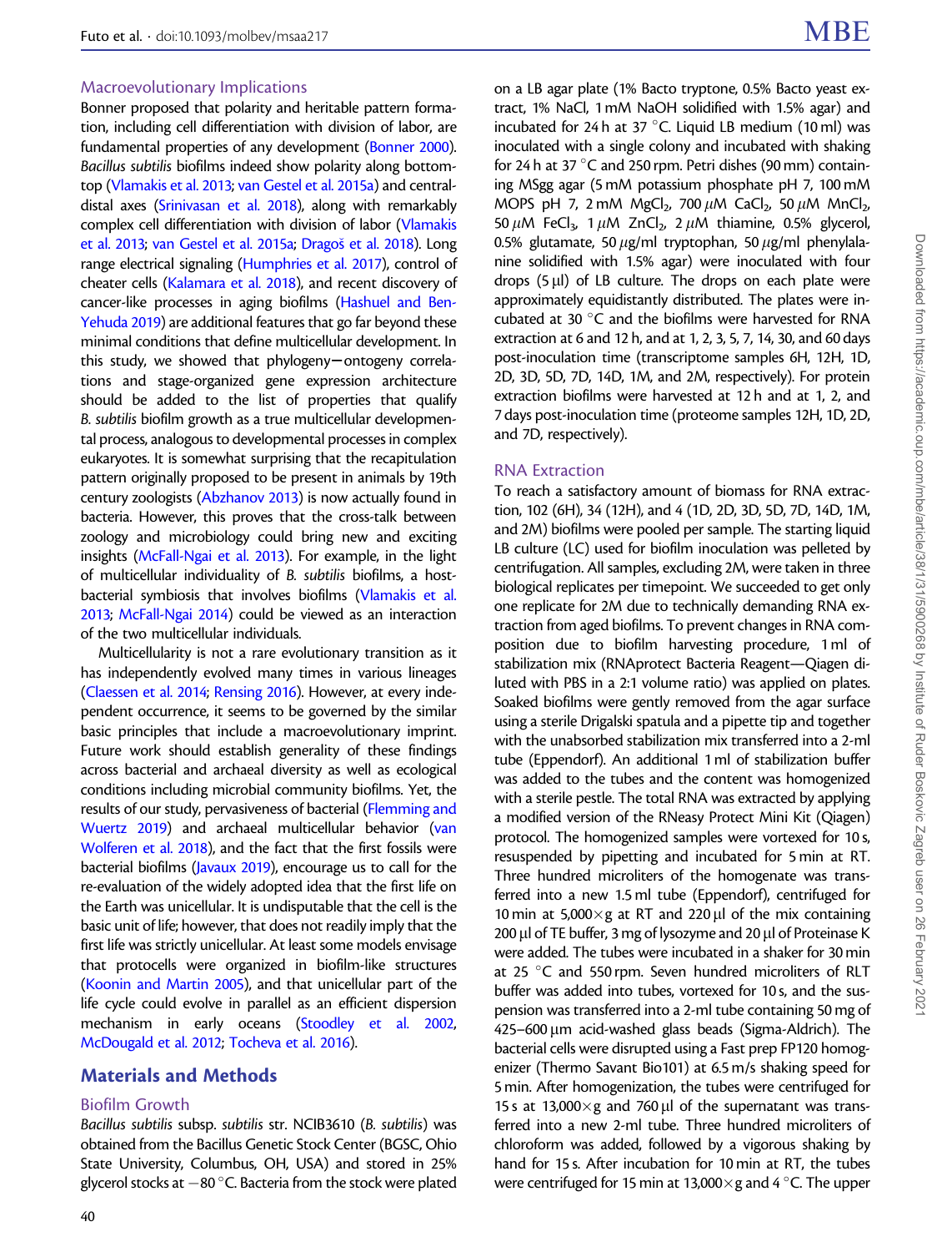### Macroevolutionary Implications

Bonner proposed that polarity and heritable pattern formation, including cell differentiation with division of labor, are fundamental properties of any development (Bonner 2000). *Bacillus subtilis* biofilms indeed show polarity along bottom-top (Vlamakis et al. 2013; van Gestel et al. 2015a) and central-distal axes (Srinivasan et al. 2018), along with remarkably complex cell differentiation with division of labor (Vlamakis et al. 2013; van Gestel et al. 2015a; Dragoš et al. 2018). Long range electrical signaling (Humphries et al. 2017), control of cheater cells (Kalamara et al. 2018), and recent discovery of cancer-like processes in aging biofilms (Hashuel and Ben-Yehuda 2019) are additional features that go far beyond these minimal conditions that define multicellular development. In this study, we showed that phylogeny–ontogeny correlations and stage-organized gene expression architecture should be added to the list of properties that qualify *B. subtilis* biofilm growth as a true multicellular developmental process, analogous to developmental processes in complex eukaryotes. It is somewhat surprising that the recapitulation pattern originally proposed to be present in animals by 19th century zoologists (Abzhanov 2013) is now actually found in bacteria. However, this proves that the cross-talk between zoology and microbiology could bring new and exciting insights (McFall-Ngai et al. 2013). For example, in the light of multicellular individuality of *B. subtilis* biofilms, a host-bacterial symbiosis that involves biofilms (Vlamakis et al. 2013; McFall-Ngai 2014) could be viewed as an interaction of the two multicellular individuals.

Multicellularity is not a rare evolutionary transition as it has independently evolved many times in various lineages (Claessen et al. 2014; Rensing 2016). However, at every independent occurrence, it seems to be governed by the similar basic principles that include a macroevolutionary imprint. Future work should establish generality of these findings across bacterial and archaeal diversity as well as ecological conditions including microbial community biofilms. Yet, the results of our study, pervasiveness of bacterial (Flemming and Wuertz 2019) and archaeal multicellular behavior (van Wolferen et al. 2018), and the fact that the first fossils were bacterial biofilms (Javaux 2019), encourage us to call for the re-evaluation of the widely adopted idea that the first life on the Earth was unicellular. It is undisputable that the cell is the basic unit of life; however, that does not readily imply that the first life was strictly unicellular. At least some models envisage that protocells were organized in biofilm-like structures (Koonin and Martin 2005), and that unicellular part of the life cycle could evolve in parallel as an efficient dispersion mechanism in early oceans (Stoodley et al. 2002, McDougald et al. 2012; Tocheva et al. 2016).

## Materials and Methods

### Biofilm Growth

*Bacillus subtilis* subsp. *subtilis* str. NCIB3610 (*B. subtilis*) was obtained from the Bacillus Genetic Stock Center (BGSC, Ohio State University, Columbus, OH, USA) and stored in 25% glycerol stocks at −80 °C. Bacteria from the stock were plated on a LB agar plate (1% Bacto tryptone, 0.5% Bacto yeast extract, 1% NaCl, 1 mM NaOH solidified with 1.5% agar) and incubated for 24 h at 37 °C. Liquid LB medium (10 ml) was inoculated with a single colony and incubated with shaking for 24 h at 37 °C and 250 rpm. Petri dishes (90 mm) containing MSgg agar (5 mM potassium phosphate pH 7, 100 mM MOPS pH 7, 2 mM $MgCl_2$, 700 μM $CaCl_2$, 50 μM $MnCl_2$, 50 μM $FeCl_3$, 1 μM $ZnCl_2$, 2 μM thiamine, 0.5% glycerol, 0.5% glutamate, 50 μg/ml tryptophan, 50 μg/ml phenylalanine solidified with 1.5% agar) were inoculated with four drops (5 μl) of LB culture. The drops on each plate were approximately equidistantly distributed. The plates were incubated at 30 °C and the biofilms were harvested for RNA extraction at 6 and 12 h, and at 1, 2, 3, 5, 7, 14, 30, and 60 days post-inoculation time (transcriptome samples 6H, 12H, 1D, 2D, 3D, 5D, 7D, 14D, 1M, and 2M, respectively). For protein extraction biofilms were harvested at 12 h and at 1, 2, and 7 days post-inoculation time (proteome samples 12H, 1D, 2D, and 7D, respectively).

### RNA Extraction

To reach a satisfactory amount of biomass for RNA extraction, 102 (6H), 34 (12H), and 4 (1D, 2D, 3D, 5D, 7D, 14D, 1M, and 2M) biofilms were pooled per sample. The starting liquid LB culture (LC) used for biofilm inoculation was pelleted by centrifugation. All samples, excluding 2M, were taken in three biological replicates per timepoint. We succeeded to get only one replicate for 2M due to technically demanding RNA extraction from aged biofilms. To prevent changes in RNA composition due to biofilm harvesting procedure, 1 ml of stabilization mix (RNAprotect Bacteria Reagent—Qiagen diluted with PBS in a 2:1 volume ratio) was applied on plates. Soaked biofilms were gently removed from the agar surface using a sterile Drigalski spatula and a pipette tip and together with the unabsorbed stabilization mix transferred into a 2-ml tube (Eppendorf). An additional 1 ml of stabilization buffer was added to the tubes and the content was homogenized with a sterile pestle. The total RNA was extracted by applying a modified version of the RNeasy Protect Mini Kit (Qiagen) protocol. The homogenized samples were vortexed for 10 s, resuspended by pipetting and incubated for 5 min at RT. Three hundred microliters of the homogenate was transferred into a new 1.5 ml tube (Eppendorf), centrifuged for 10 min at 5,000×g at RT and 220 μl of the mix containing 200 μl of TE buffer, 3 mg of lysozyme and 20 μl of Proteinase K were added. The tubes were incubated in a shaker for 30 min at 25 °C and 550 rpm. Seven hundred microliters of RLT buffer was added into tubes, vortexed for 10 s, and the suspension was transferred into a 2-ml tube containing 50 mg of 425–600 μm acid-washed glass beads (Sigma-Aldrich). The bacterial cells were disrupted using a Fast prep FP120 homogenizer (Thermo Savant Bio101) at 6.5 m/s shaking speed for 5 min. After homogenization, the tubes were centrifuged for 15 s at 13,000×g and 760 μl of the supernatant was transferred into a new 2-ml tube. Three hundred microliters of chloroform was added, followed by a vigorous shaking by hand for 15 s. After incubation for 10 min at RT, the tubes were centrifuged for 15 min at 13,000×g and 4 °C. The upper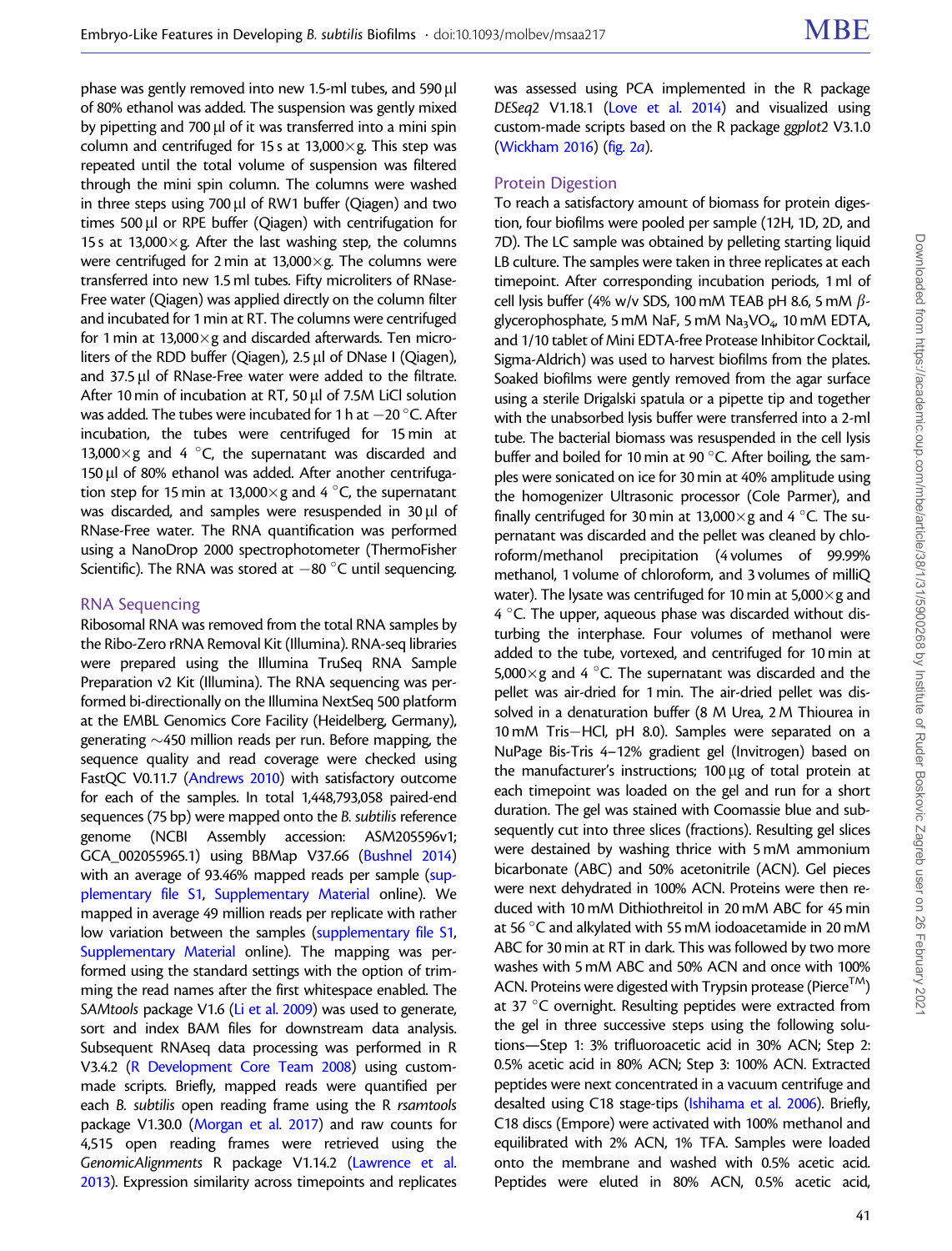phase was gently removed into new 1.5-ml tubes, and 590 µl of 80% ethanol was added. The suspension was gently mixed by pipetting and 700 µl of it was transferred into a mini spin column and centrifuged for 15 s at 13,000×g. This step was repeated until the total volume of suspension was filtered through the mini spin column. The columns were washed in three steps using 700 µl of RW1 buffer (Qiagen) and two times 500 µl or RPE buffer (Qiagen) with centrifugation for 15 s at 13,000×g. After the last washing step, the columns were centrifuged for 2 min at 13,000×g. The columns were transferred into new 1.5 ml tubes. Fifty microliters of RNase-Free water (Qiagen) was applied directly on the column filter and incubated for 1 min at RT. The columns were centrifuged for 1 min at 13,000×g and discarded afterwards. Ten microliters of the RDD buffer (Qiagen), 2.5 µl of DNase I (Qiagen), and 37.5 µl of RNase-Free water were added to the filtrate. After 10 min of incubation at RT, 50 µl of 7.5M LiCl solution was added. The tubes were incubated for 1 h at −20 °C. After incubation, the tubes were centrifuged for 15 min at 13,000×g and 4 °C, the supernatant was discarded and 150 µl of 80% ethanol was added. After another centrifugation step for 15 min at 13,000×g and 4 °C, the supernatant was discarded, and samples were resuspended in 30 µl of RNase-Free water. The RNA quantification was performed using a NanoDrop 2000 spectrophotometer (ThermoFisher Scientific). The RNA was stored at −80 °C until sequencing.

## RNA Sequencing

Ribosomal RNA was removed from the total RNA samples by the Ribo-Zero rRNA Removal Kit (Illumina). RNA-seq libraries were prepared using the Illumina TruSeq RNA Sample Preparation v2 Kit (Illumina). The RNA sequencing was performed bi-directionally on the Illumina NextSeq 500 platform at the EMBL Genomics Core Facility (Heidelberg, Germany), generating ∼450 million reads per run. Before mapping, the sequence quality and read coverage were checked using FastQC V0.11.7 (Andrews 2010) with satisfactory outcome for each of the samples. In total 1,448,793,058 paired-end sequences (75 bp) were mapped onto the *B. subtilis* reference genome (NCBI Assembly accession: ASM205596v1; GCA_002055965.1) using BBMap V37.66 (Bushnel 2014) with an average of 93.46% mapped reads per sample (supplementary file S1, Supplementary Material online). We mapped in average 49 million reads per replicate with rather low variation between the samples (supplementary file S1, Supplementary Material online). The mapping was performed using the standard settings with the option of trimming the read names after the first whitespace enabled. The *SAMtools* package V1.6 (Li et al. 2009) was used to generate, sort and index BAM files for downstream data analysis. Subsequent RNAseq data processing was performed in R V3.4.2 (R Development Core Team 2008) using custom-made scripts. Briefly, mapped reads were quantified per each *B. subtilis* open reading frame using the R *rsamtools* package V1.30.0 (Morgan et al. 2017) and raw counts for 4,515 open reading frames were retrieved using the *GenomicAlignments* R package V1.14.2 (Lawrence et al. 2013). Expression similarity across timepoints and replicates was assessed using PCA implemented in the R package *DESeq2* V1.18.1 (Love et al. 2014) and visualized using custom-made scripts based on the R package *ggplot2* V3.1.0 (Wickham 2016) (fig. 2*a*).

## Protein Digestion

To reach a satisfactory amount of biomass for protein digestion, four biofilms were pooled per sample (12H, 1D, 2D, and 7D). The LC sample was obtained by pelleting starting liquid LB culture. The samples were taken in three replicates at each timepoint. After corresponding incubation periods, 1 ml of cell lysis buffer (4% w/v SDS, 100 mM TEAB pH 8.6, 5 mM β-glycerophosphate, 5 mM NaF, 5 mM $Na_3VO_4$, 10 mM EDTA, and 1/10 tablet of Mini EDTA-free Protease Inhibitor Cocktail, Sigma-Aldrich) was used to harvest biofilms from the plates. Soaked biofilms were gently removed from the agar surface using a sterile Drigalski spatula or a pipette tip and together with the unabsorbed lysis buffer were transferred into a 2-ml tube. The bacterial biomass was resuspended in the cell lysis buffer and boiled for 10 min at 90 °C. After boiling, the samples were sonicated on ice for 30 min at 40% amplitude using the homogenizer Ultrasonic processor (Cole Parmer), and finally centrifuged for 30 min at 13,000×g and 4 °C. The supernatant was discarded and the pellet was cleaned by chloroform/methanol precipitation (4 volumes of 99.99% methanol, 1 volume of chloroform, and 3 volumes of milliQ water). The lysate was centrifuged for 10 min at 5,000×g and 4 °C. The upper, aqueous phase was discarded without disturbing the interphase. Four volumes of methanol were added to the tube, vortexed, and centrifuged for 10 min at 5,000×g and 4 °C. The supernatant was discarded and the pellet was air-dried for 1 min. The air-dried pellet was dissolved in a denaturation buffer (8 M Urea, 2 M Thiourea in 10 mM Tris−HCl, pH 8.0). Samples were separated on a NuPage Bis-Tris 4–12% gradient gel (Invitrogen) based on the manufacturer's instructions; 100 µg of total protein at each timepoint was loaded on the gel and run for a short duration. The gel was stained with Coomassie blue and subsequently cut into three slices (fractions). Resulting gel slices were destained by washing thrice with 5 mM ammonium bicarbonate (ABC) and 50% acetonitrile (ACN). Gel pieces were next dehydrated in 100% ACN. Proteins were then reduced with 10 mM Dithiothreitol in 20 mM ABC for 45 min at 56 °C and alkylated with 55 mM iodoacetamide in 20 mM ABC for 30 min at RT in dark. This was followed by two more washes with 5 mM ABC and 50% ACN and once with 100% ACN. Proteins were digested with Trypsin protease (Pierce™) at 37 °C overnight. Resulting peptides were extracted from the gel in three successive steps using the following solutions—Step 1: 3% trifluoroacetic acid in 30% ACN; Step 2: 0.5% acetic acid in 80% ACN; Step 3: 100% ACN. Extracted peptides were next concentrated in a vacuum centrifuge and desalted using C18 stage-tips (Ishihama et al. 2006). Briefly, C18 discs (Empore) were activated with 100% methanol and equilibrated with 2% ACN, 1% TFA. Samples were loaded onto the membrane and washed with 0.5% acetic acid. Peptides were eluted in 80% ACN, 0.5% acetic acid,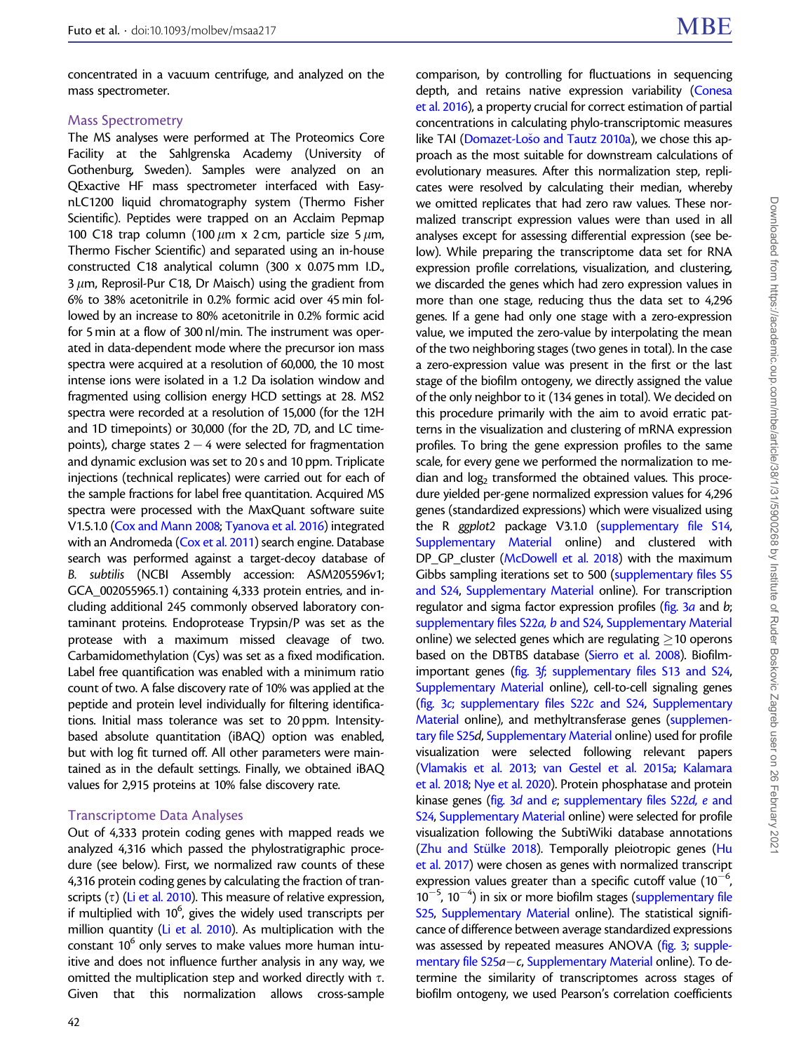concentrated in a vacuum centrifuge, and analyzed on the mass spectrometer.

### Mass Spectrometry

The MS analyses were performed at The Proteomics Core Facility at the Sahlgrenska Academy (University of Gothenburg, Sweden). Samples were analyzed on an QExactive HF mass spectrometer interfaced with Easy-nLC1200 liquid chromatography system (Thermo Fisher Scientific). Peptides were trapped on an Acclaim Pepmap 100 C18 trap column (100 $\mu$m x 2 cm, particle size 5 $\mu$m, Thermo Fischer Scientific) and separated using an in-house constructed C18 analytical column (300 x 0.075 mm I.D., 3 $\mu$m, Reprosil-Pur C18, Dr Maisch) using the gradient from 6% to 38% acetonitrile in 0.2% formic acid over 45 min followed by an increase to 80% acetonitrile in 0.2% formic acid for 5 min at a flow of 300 nl/min. The instrument was operated in data-dependent mode where the precursor ion mass spectra were acquired at a resolution of 60,000, the 10 most intense ions were isolated in a 1.2 Da isolation window and fragmented using collision energy HCD settings at 28. MS2 spectra were recorded at a resolution of 15,000 (for the 12H and 1D timepoints) or 30,000 (for the 2D, 7D, and LC timepoints), charge states $2-4$ were selected for fragmentation and dynamic exclusion was set to 20 s and 10 ppm. Triplicate injections (technical replicates) were carried out for each of the sample fractions for label free quantitation. Acquired MS spectra were processed with the MaxQuant software suite V1.5.1.0 (Cox and Mann 2008; Tyanova et al. 2016) integrated with an Andromeda (Cox et al. 2011) search engine. Database search was performed against a target-decoy database of *B. subtilis* (NCBI Assembly accession: ASM205596v1; GCA_002055965.1) containing 4,333 protein entries, and including additional 245 commonly observed laboratory contaminant proteins. Endoprotease Trypsin/P was set as the protease with a maximum missed cleavage of two. Carbamidomethylation (Cys) was set as a fixed modification. Label free quantification was enabled with a minimum ratio count of two. A false discovery rate of 10% was applied at the peptide and protein level individually for filtering identifications. Initial mass tolerance was set to 20 ppm. Intensity-based absolute quantitation (iBAQ) option was enabled, but with log fit turned off. All other parameters were maintained as in the default settings. Finally, we obtained iBAQ values for 2,915 proteins at 10% false discovery rate.

### Transcriptome Data Analyses

Out of 4,333 protein coding genes with mapped reads we analyzed 4,316 which passed the phylostratigraphic procedure (see below). First, we normalized raw counts of these 4,316 protein coding genes by calculating the fraction of transcripts ($\tau$) (Li et al. 2010). This measure of relative expression, if multiplied with $10^6$, gives the widely used transcripts per million quantity (Li et al. 2010). As multiplication with the constant $10^6$ only serves to make values more human intuitive and does not influence further analysis in any way, we omitted the multiplication step and worked directly with $\tau$. Given that this normalization allows cross-sample comparison, by controlling for fluctuations in sequencing depth, and retains native expression variability (Conesa et al. 2016), a property crucial for correct estimation of partial concentrations in calculating phylo-transcriptomic measures like TAI (Domazet-Lošo and Tautz 2010a), we chose this approach as the most suitable for downstream calculations of evolutionary measures. After this normalization step, replicates were resolved by calculating their median, whereby we omitted replicates that had zero raw values. These normalized transcript expression values were than used in all analyses except for assessing differential expression (see below). While preparing the transcriptome data set for RNA expression profile correlations, visualization, and clustering, we discarded the genes which had zero expression values in more than one stage, reducing thus the data set to 4,296 genes. If a gene had only one stage with a zero-expression value, we imputed the zero-value by interpolating the mean of the two neighboring stages (two genes in total). In the case a zero-expression value was present in the first or the last stage of the biofilm ontogeny, we directly assigned the value of the only neighbor to it (134 genes in total). We decided on this procedure primarily with the aim to avoid erratic patterns in the visualization and clustering of mRNA expression profiles. To bring the gene expression profiles to the same scale, for every gene we performed the normalization to median and $\log_2$ transformed the obtained values. This procedure yielded per-gene normalized expression values for 4,296 genes (standardized expressions) which were visualized using the R *ggplot2* package V3.1.0 (supplementary file S14, Supplementary Material online) and clustered with DP_GP_cluster (McDowell et al. 2018) with the maximum Gibbs sampling iterations set to 500 (supplementary files S5 and S24, Supplementary Material online). For transcription regulator and sigma factor expression profiles (fig. 3*a* and *b*; supplementary files S22*a*, *b* and S24, Supplementary Material online) we selected genes which are regulating $\geq$10 operons based on the DBTBS database (Sierro et al. 2008). Biofilm-important genes (fig. 3*f*; supplementary files S13 and S24, Supplementary Material online), cell-to-cell signaling genes (fig. 3*c*; supplementary files S22*c* and S24, Supplementary Material online), and methyltransferase genes (supplementary file S25*d*, Supplementary Material online) used for profile visualization were selected following relevant papers (Vlamakis et al. 2013; van Gestel et al. 2015a; Kalamara et al. 2018; Nye et al. 2020). Protein phosphatase and protein kinase genes (fig. 3*d* and *e*; supplementary files S22*d*, *e* and S24, Supplementary Material online) were selected for profile visualization following the SubtiWiki database annotations (Zhu and Stülke 2018). Temporally pleiotropic genes (Hu et al. 2017) were chosen as genes with normalized transcript expression values greater than a specific cutoff value ($10^{-6}$, $10^{-5}$, $10^{-4}$) in six or more biofilm stages (supplementary file S25, Supplementary Material online). The statistical significance of difference between average standardized expressions was assessed by repeated measures ANOVA (fig. 3; supplementary file S25*a*–*c*, Supplementary Material online). To determine the similarity of transcriptomes across stages of biofilm ontogeny, we used Pearson's correlation coefficients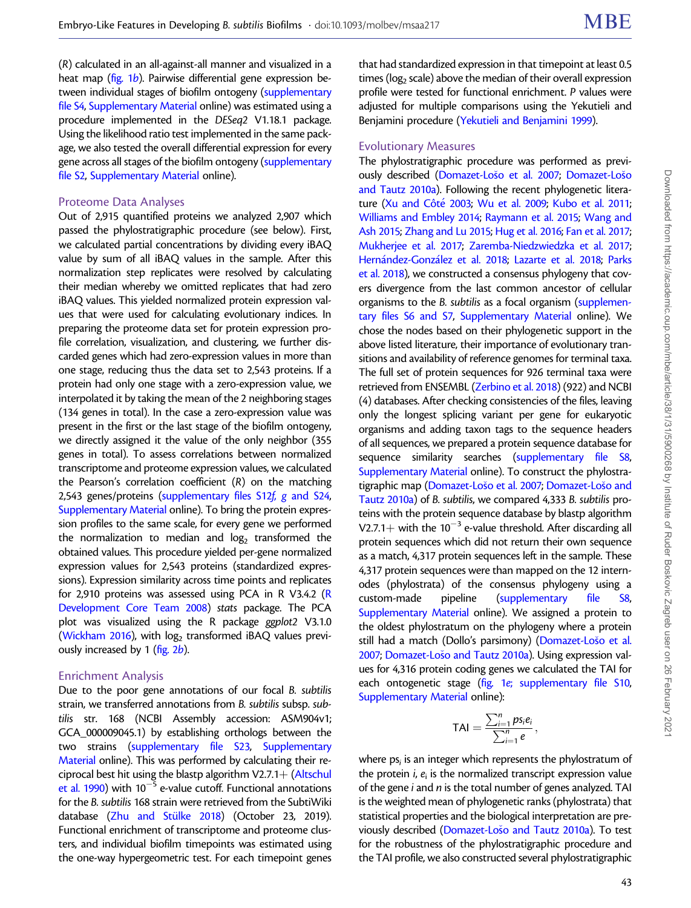(*R*) calculated in an all-against-all manner and visualized in a heat map (fig. 1*b*). Pairwise differential gene expression between individual stages of biofilm ontogeny (supplementary file S4, Supplementary Material online) was estimated using a procedure implemented in the *DESeq2* V1.18.1 package. Using the likelihood ratio test implemented in the same package, we also tested the overall differential expression for every gene across all stages of the biofilm ontogeny (supplementary file S2, Supplementary Material online).

## Proteome Data Analyses

Out of 2,915 quantified proteins we analyzed 2,907 which passed the phylostratigraphic procedure (see below). First, we calculated partial concentrations by dividing every iBAQ value by sum of all iBAQ values in the sample. After this normalization step replicates were resolved by calculating their median whereby we omitted replicates that had zero iBAQ values. This yielded normalized protein expression values that were used for calculating evolutionary indices. In preparing the proteome data set for protein expression profile correlation, visualization, and clustering, we further discarded genes which had zero-expression values in more than one stage, reducing thus the data set to 2,543 proteins. If a protein had only one stage with a zero-expression value, we interpolated it by taking the mean of the 2 neighboring stages (134 genes in total). In the case a zero-expression value was present in the first or the last stage of the biofilm ontogeny, we directly assigned it the value of the only neighbor (355 genes in total). To assess correlations between normalized transcriptome and proteome expression values, we calculated the Pearson's correlation coefficient (*R*) on the matching 2,543 genes/proteins (supplementary files S12*f*, *g* and S24, Supplementary Material online). To bring the protein expression profiles to the same scale, for every gene we performed the normalization to median and $\log_2$ transformed the obtained values. This procedure yielded per-gene normalized expression values for 2,543 proteins (standardized expressions). Expression similarity across time points and replicates for 2,910 proteins was assessed using PCA in R V3.4.2 (R Development Core Team 2008) *stats* package. The PCA plot was visualized using the R package *ggplot2* V3.1.0 (Wickham 2016), with $\log_2$ transformed iBAQ values previously increased by 1 (fig. 2*b*).

## Enrichment Analysis

Due to the poor gene annotations of our focal *B. subtilis* strain, we transferred annotations from *B. subtilis* subsp. *subtilis* str. 168 (NCBI Assembly accession: ASM904v1; GCA_000009045.1) by establishing orthologs between the two strains (supplementary file S23, Supplementary Material online). This was performed by calculating their reciprocal best hit using the blastp algorithm V2.7.1+ (Altschul et al. 1990) with $10^{-5}$ e-value cutoff. Functional annotations for the *B. subtilis* 168 strain were retrieved from the SubtiWiki database (Zhu and Stülke 2018) (October 23, 2019). Functional enrichment of transcriptome and proteome clusters, and individual biofilm timepoints was estimated using the one-way hypergeometric test. For each timepoint genes that had standardized expression in that timepoint at least 0.5 times ($\log_2$ scale) above the median of their overall expression profile were tested for functional enrichment. *P* values were adjusted for multiple comparisons using the Yekutieli and Benjamini procedure (Yekutieli and Benjamini 1999).

## Evolutionary Measures

The phylostratigraphic procedure was performed as previously described (Domazet-Lošo et al. 2007; Domazet-Lošo and Tautz 2010a). Following the recent phylogenetic literature (Xu and Côté 2003; Wu et al. 2009; Kubo et al. 2011; Williams and Embley 2014; Raymann et al. 2015; Wang and Ash 2015; Zhang and Lu 2015; Hug et al. 2016; Fan et al. 2017; Mukherjee et al. 2017; Zaremba-Niedzwiedzka et al. 2017; Hernández-González et al. 2018; Lazarte et al. 2018; Parks et al. 2018), we constructed a consensus phylogeny that covers divergence from the last common ancestor of cellular organisms to the *B. subtilis* as a focal organism (supplementary files S6 and S7, Supplementary Material online). We chose the nodes based on their phylogenetic support in the above listed literature, their importance of evolutionary transitions and availability of reference genomes for terminal taxa. The full set of protein sequences for 926 terminal taxa were retrieved from ENSEMBL (Zerbino et al. 2018) (922) and NCBI (4) databases. After checking consistencies of the files, leaving only the longest splicing variant per gene for eukaryotic organisms and adding taxon tags to the sequence headers of all sequences, we prepared a protein sequence database for sequence similarity searches (supplementary file S8, Supplementary Material online). To construct the phylostratigraphic map (Domazet-Lošo et al. 2007; Domazet-Lošo and Tautz 2010a) of *B. subtilis*, we compared 4,333 *B. subtilis* proteins with the protein sequence database by blastp algorithm V2.7.1+ with the $10^{-3}$ e-value threshold. After discarding all protein sequences which did not return their own sequence as a match, 4,317 protein sequences left in the sample. These 4,317 protein sequences were than mapped on the 12 internodes (phylostrata) of the consensus phylogeny using a custom-made pipeline (supplementary file S8, Supplementary Material online). We assigned a protein to the oldest phylostratum on the phylogeny where a protein still had a match (Dollo's parsimony) (Domazet-Lošo et al. 2007; Domazet-Lošo and Tautz 2010a). Using expression values for 4,316 protein coding genes we calculated the TAI for each ontogenetic stage (fig. 1*e*; supplementary file S10, Supplementary Material online):

$$\mathrm{TAI} = \frac{\sum_{i=1}^{n} ps_i e_i}{\sum_{i=1}^{n} e},$$

where $ps_i$ is an integer which represents the phylostratum of the protein *i*, $e_i$ is the normalized transcript expression value of the gene *i* and *n* is the total number of genes analyzed. TAI is the weighted mean of phylogenetic ranks (phylostrata) that statistical properties and the biological interpretation are previously described (Domazet-Lošo and Tautz 2010a). To test for the robustness of the phylostratigraphic procedure and the TAI profile, we also constructed several phylostratigraphic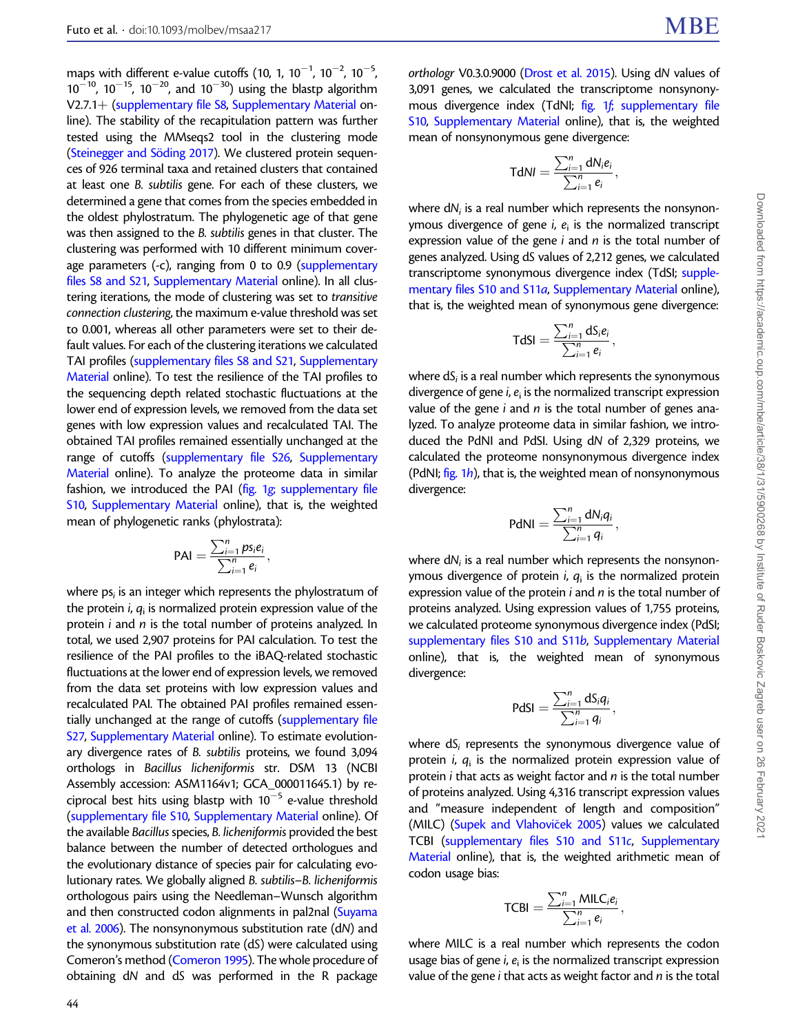maps with different e-value cutoffs (10, 1, $10^{-1}$, $10^{-2}$, $10^{-5}$, $10^{-10}$, $10^{-15}$, $10^{-20}$, and $10^{-30}$) using the blastp algorithm V2.7.1+ (supplementary file S8, Supplementary Material online). The stability of the recapitulation pattern was further tested using the MMseqs2 tool in the clustering mode (Steinegger and Söding 2017). We clustered protein sequences of 926 terminal taxa and retained clusters that contained at least one *B. subtilis* gene. For each of these clusters, we determined a gene that comes from the species embedded in the oldest phylostratum. The phylogenetic age of that gene was then assigned to the *B. subtilis* genes in that cluster. The clustering was performed with 10 different minimum coverage parameters (-c), ranging from 0 to 0.9 (supplementary files S8 and S21, Supplementary Material online). In all clustering iterations, the mode of clustering was set to *transitive connection clustering*, the maximum e-value threshold was set to 0.001, whereas all other parameters were set to their default values. For each of the clustering iterations we calculated TAI profiles (supplementary files S8 and S21, Supplementary Material online). To test the resilience of the TAI profiles to the sequencing depth related stochastic fluctuations at the lower end of expression levels, we removed from the data set genes with low expression values and recalculated TAI. The obtained TAI profiles remained essentially unchanged at the range of cutoffs (supplementary file S26, Supplementary Material online). To analyze the proteome data in similar fashion, we introduced the PAI (fig. 1g; supplementary file S10, Supplementary Material online), that is, the weighted mean of phylogenetic ranks (phylostrata):

$$\mathrm{PAI} = \frac{\sum_{i=1}^{n} ps_i e_i}{\sum_{i=1}^{n} e_i},$$

where $ps_i$ is an integer which represents the phylostratum of the protein $i$, $q_i$ is normalized protein expression value of the protein $i$ and $n$ is the total number of proteins analyzed. In total, we used 2,907 proteins for PAI calculation. To test the resilience of the PAI profiles to the iBAQ-related stochastic fluctuations at the lower end of expression levels, we removed from the data set proteins with low expression values and recalculated PAI. The obtained PAI profiles remained essentially unchanged at the range of cutoffs (supplementary file S27, Supplementary Material online). To estimate evolutionary divergence rates of *B. subtilis* proteins, we found 3,094 orthologs in *Bacillus licheniformis* str. DSM 13 (NCBI Assembly accession: ASM1164v1; GCA_000011645.1) by reciprocal best hits using blastp with $10^{-5}$ e-value threshold (supplementary file S10, Supplementary Material online). Of the available *Bacillus* species, *B. licheniformis* provided the best balance between the number of detected orthologues and the evolutionary distance of species pair for calculating evolutionary rates. We globally aligned *B. subtilis*–*B. licheniformis* orthologous pairs using the Needleman–Wunsch algorithm and then constructed codon alignments in pal2nal (Suyama et al. 2006). The nonsynonymous substitution rate (dN) and the synonymous substitution rate (dS) were calculated using Comeron's method (Comeron 1995). The whole procedure of obtaining dN and dS was performed in the R package *orthologr* V0.3.0.9000 (Drost et al. 2015). Using dN values of 3,091 genes, we calculated the transcriptome nonsynonymous divergence index (TdNI; fig. 1f; supplementary file S10, Supplementary Material online), that is, the weighted mean of nonsynonymous gene divergence:

$$\mathrm{Td}NI = \frac{\sum_{i=1}^{n} \mathrm{dN}_i e_i}{\sum_{i=1}^{n} e_i},$$

where $\mathrm{dN}_i$ is a real number which represents the nonsynonymous divergence of gene $i$, $e_i$ is the normalized transcript expression value of the gene $i$ and $n$ is the total number of genes analyzed. Using dS values of 2,212 genes, we calculated transcriptome synonymous divergence index (TdSI; supplementary files S10 and S11a, Supplementary Material online), that is, the weighted mean of synonymous gene divergence:

$$\mathrm{TdSI} = \frac{\sum_{i=1}^{n} \mathrm{dS}_i e_i}{\sum_{i=1}^{n} e_i},$$

where $\mathrm{dS}_i$ is a real number which represents the synonymous divergence of gene $i$, $e_i$ is the normalized transcript expression value of the gene $i$ and $n$ is the total number of genes analyzed. To analyze proteome data in similar fashion, we introduced the PdNI and PdSI. Using dN of 2,329 proteins, we calculated the proteome nonsynonymous divergence index (PdNI; fig. 1h), that is, the weighted mean of nonsynonymous divergence:

$$\mathrm{PdNI} = \frac{\sum_{i=1}^{n} \mathrm{dN}_i q_i}{\sum_{i=1}^{n} q_i},$$

where $\mathrm{dN}_i$ is a real number which represents the nonsynonymous divergence of protein $i$, $q_i$ is the normalized protein expression value of the protein $i$ and $n$ is the total number of proteins analyzed. Using expression values of 1,755 proteins, we calculated proteome synonymous divergence index (PdSI; supplementary files S10 and S11b, Supplementary Material online), that is, the weighted mean of synonymous divergence:

$$\mathrm{PdSI} = \frac{\sum_{i=1}^{n} \mathrm{dS}_i q_i}{\sum_{i=1}^{n} q_i},$$

where $\mathrm{dS}_i$ represents the synonymous divergence value of protein $i$, $q_i$ is the normalized protein expression value of protein $i$ that acts as weight factor and $n$ is the total number of proteins analyzed. Using 4,316 transcript expression values and "measure independent of length and composition" (MILC) (Supek and Vlahoviček 2005) values we calculated TCBI (supplementary files S10 and S11c, Supplementary Material online), that is, the weighted arithmetic mean of codon usage bias:

$$\mathrm{TCBI} = \frac{\sum_{i=1}^{n} \mathrm{MILC}_i e_i}{\sum_{i=1}^{n} e_i},$$

where MILC is a real number which represents the codon usage bias of gene $i$, $e_i$ is the normalized transcript expression value of the gene $i$ that acts as weight factor and $n$ is the total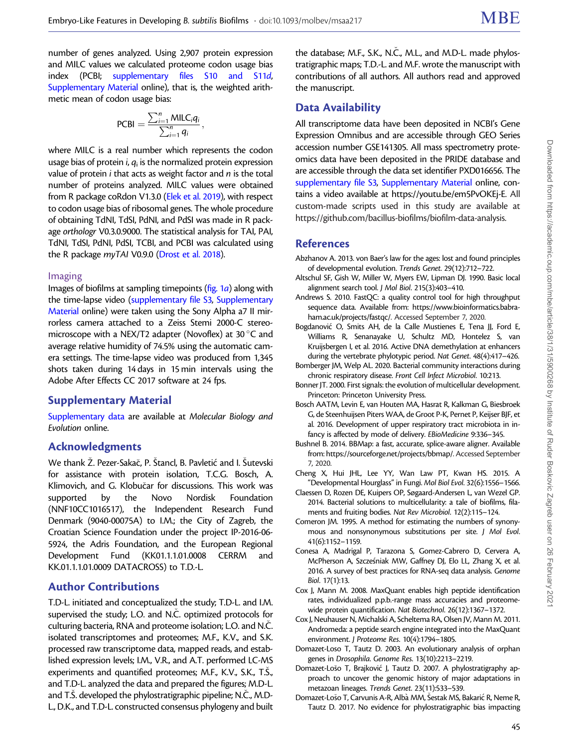number of genes analyzed. Using 2,907 protein expression and MILC values we calculated proteome codon usage bias index (PCBI; supplementary files S10 and S11*d*, Supplementary Material online), that is, the weighted arithmetic mean of codon usage bias:

$$\mathrm{PCBI} = \frac{\sum_{i=1}^{n} \mathrm{MILC}_i q_i}{\sum_{i=1}^{n} q_i},$$

where MILC is a real number which represents the codon usage bias of protein $i$, $q_i$ is the normalized protein expression value of protein $i$ that acts as weight factor and $n$ is the total number of proteins analyzed. MILC values were obtained from R package coRdon V1.3.0 (Elek et al. 2019), with respect to codon usage bias of ribosomal genes. The whole procedure of obtaining TdNI, TdSI, PdNI, and PdSI was made in R package *orthologr* V0.3.0.9000. The statistical analysis for TAI, PAI, TdNI, TdSI, PdNI, PdSI, TCBI, and PCBI was calculated using the R package *myTAI* V0.9.0 (Drost et al. 2018).

### Imaging

Images of biofilms at sampling timepoints (fig. 1*a*) along with the time-lapse video (supplementary file S3, Supplementary Material online) were taken using the Sony Alpha a7 II mirrorless camera attached to a Zeiss Stemi 2000-C stereomicroscope with a NEX/T2 adapter (Novoflex) at 30 °C and average relative humidity of 74.5% using the automatic camera settings. The time-lapse video was produced from 1,345 shots taken during 14 days in 15 min intervals using the Adobe After Effects CC 2017 software at 24 fps.

## Supplementary Material

Supplementary data are available at *Molecular Biology and Evolution* online.

## Acknowledgments

We thank Ž. Pezer-Sakač, P. Štancl, B. Pavletić and I. Šutevski for assistance with protein isolation, T.C.G. Bosch, A. Klimovich, and G. Klobučar for discussions. This work was supported by the Novo Nordisk Foundation (NNF10CC1016517), the Independent Research Fund Denmark (9040-00075A) to I.M.; the City of Zagreb, the Croatian Science Foundation under the project IP-2016-06-5924, the Adris Foundation, and the European Regional Development Fund (KK01.1.1.01.0008 CERRM and KK.01.1.1.01.0009 DATACROSS) to T.D.-L.

## Author Contributions

T.D-L. initiated and conceptualized the study; T.D-L. and I.M. supervised the study; L.O. and N.Č. optimized protocols for culturing bacteria, RNA and proteome isolation; L.O. and N.Č. isolated transcriptomes and proteomes; M.F., K.V., and S.K. processed raw transcriptome data, mapped reads, and established expression levels; I.M., V.R., and A.T. performed LC-MS experiments and quantified proteomes; M.F., K.V., S.K., T.Š., and T.D-L. analyzed the data and prepared the figures; M.D-L. and T.Š. developed the phylostratigraphic pipeline; N.Č., M.D-L., D.K., and T.D-L. constructed consensus phylogeny and built the database; M.F., S.K., N.Č., M.L., and M.D-L. made phylostratigraphic maps; T.D.-L. and M.F. wrote the manuscript with contributions of all authors. All authors read and approved the manuscript.

## Data Availability

All transcriptome data have been deposited in NCBI's Gene Expression Omnibus and are accessible through GEO Series accession number GSE141305. All mass spectrometry proteomics data have been deposited in the PRIDE database and are accessible through the data set identifier PXD016656. The supplementary file S3, Supplementary Material online, contains a video available at https://youtu.be/em5PvOKEj-E. All custom-made scripts used in this study are available at https://github.com/bacillus-biofilms/biofilm-data-analysis.

## References

Abzhanov A. 2013. von Baer's law for the ages: lost and found principles of developmental evolution. *Trends Genet.* 29(12):712–722.

Altschul SF, Gish W, Miller W, Myers EW, Lipman DJ. 1990. Basic local alignment search tool. *J Mol Biol.* 215(3):403–410.

Andrews S. 2010. FastQC: a quality control tool for high throughput sequence data. Available from: https://www.bioinformatics.babraham.ac.uk/projects/fastqc/. Accessed September 7, 2020.

Bogdanović O, Smits AH, de la Calle Mustienes E, Tena JJ, Ford E, Williams R, Senanayake U, Schultz MD, Hontelez S, van Kruijsbergen I, et al. 2016. Active DNA demethylation at enhancers during the vertebrate phylotypic period. *Nat Genet.* 48(4):417–426.

Bomberger JM, Welp AL. 2020. Bacterial community interactions during chronic respiratory disease. *Front Cell Infect Microbiol.* 10:213.

Bonner JT. 2000. First signals: the evolution of multicellular development. Princeton: Princeton University Press.

Bosch AATM, Levin E, van Houten MA, Hasrat R, Kalkman G, Biesbroek G, de Steenhuijsen Piters WAA, de Groot P-K, Pernet P, Keijser BJF, et al. 2016. Development of upper respiratory tract microbiota in infancy is affected by mode of delivery. *EBioMedicine* 9:336–345.

Bushnel B. 2014. BBMap: a fast, accurate, splice-aware aligner. Available from: https://sourceforge.net/projects/bbmap/. Accessed September 7, 2020.

Cheng X, Hui JHL, Lee YY, Wan Law PT, Kwan HS. 2015. A "Developmental Hourglass" in Fungi. *Mol Biol Evol.* 32(6):1556–1566.

Claessen D, Rozen DE, Kuipers OP, Søgaard-Andersen L, van Wezel GP. 2014. Bacterial solutions to multicellularity: a tale of biofilms, filaments and fruiting bodies. *Nat Rev Microbiol.* 12(2):115–124.

Comeron JM. 1995. A method for estimating the numbers of synonymous and nonsynonymous substitutions per site. *J Mol Evol.* 41(6):1152–1159.

Conesa A, Madrigal P, Tarazona S, Gomez-Cabrero D, Cervera A, McPherson A, Szcześniak MW, Gaffney DJ, Elo LL, Zhang X, et al. 2016. A survey of best practices for RNA-seq data analysis. *Genome Biol.* 17(1):13.

Cox J, Mann M. 2008. MaxQuant enables high peptide identification rates, individualized p.p.b.-range mass accuracies and proteome-wide protein quantification. *Nat Biotechnol.* 26(12):1367–1372.

Cox J, Neuhauser N, Michalski A, Scheltema RA, Olsen JV, Mann M. 2011. Andromeda: a peptide search engine integrated into the MaxQuant environment. *J Proteome Res.* 10(4):1794–1805.

Domazet-Loso T, Tautz D. 2003. An evolutionary analysis of orphan genes in *Drosophila*. *Genome Res.* 13(10):2213–2219.

Domazet-Lošo T, Brajković J, Tautz D. 2007. A phylostratigraphy approach to uncover the genomic history of major adaptations in metazoan lineages. *Trends Genet.* 23(11):533–539.

Domazet-Lošo T, Carvunis A-R, Albà MM, Šestak MS, Bakarić R, Neme R, Tautz D. 2017. No evidence for phylostratigraphic bias impacting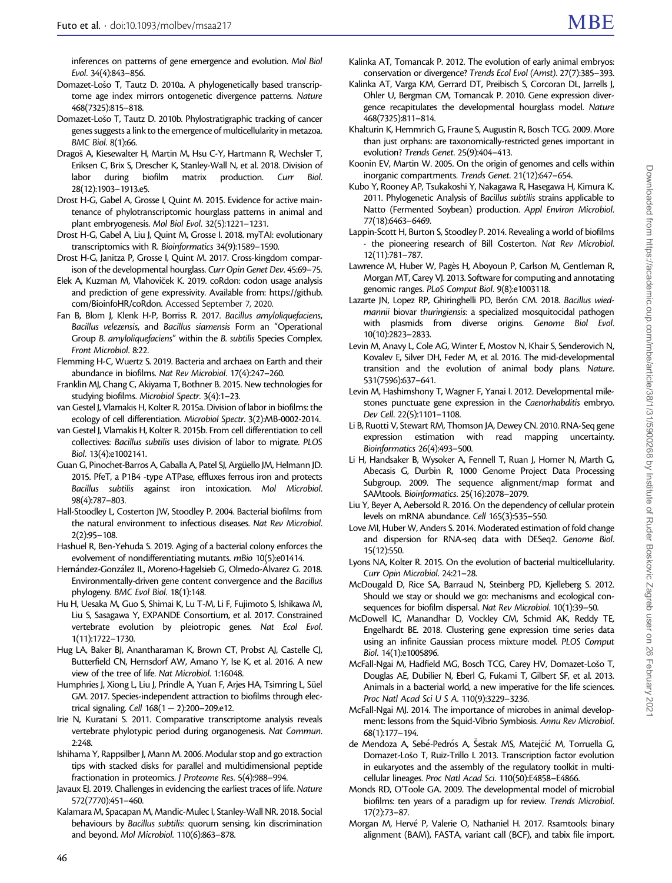inferences on patterns of gene emergence and evolution. *Mol Biol Evol*. 34(4):843–856.

Domazet-Lošo T, Tautz D. 2010a. A phylogenetically based transcriptome age index mirrors ontogenetic divergence patterns. *Nature* 468(7325):815–818.

Domazet-Lošo T, Tautz D. 2010b. Phylostratigraphic tracking of cancer genes suggests a link to the emergence of multicellularity in metazoa. *BMC Biol*. 8(1):66.

Dragoš A, Kiesewalter H, Martin M, Hsu C-Y, Hartmann R, Wechsler T, Eriksen C, Brix S, Drescher K, Stanley-Wall N, et al. 2018. Division of labor during biofilm matrix production. *Curr Biol*. 28(12):1903–1913.e5.

Drost H-G, Gabel A, Grosse I, Quint M. 2015. Evidence for active maintenance of phylotranscriptomic hourglass patterns in animal and plant embryogenesis. *Mol Biol Evol*. 32(5):1221–1231.

Drost H-G, Gabel A, Liu J, Quint M, Grosse I. 2018. myTAI: evolutionary transcriptomics with R. *Bioinformatics* 34(9):1589–1590.

Drost H-G, Janitza P, Grosse I, Quint M. 2017. Cross-kingdom comparison of the developmental hourglass. *Curr Opin Genet Dev*. 45:69–75.

Elek A, Kuzman M, Vlahoviček K. 2019. coRdon: codon usage analysis and prediction of gene expressivity. Available from: https://github.com/BioinfoHR/coRdon. Accessed September 7, 2020.

Fan B, Blom J, Klenk H-P, Borriss R. 2017. *Bacillus amyloliquefaciens*, *Bacillus velezensis*, and *Bacillus siamensis* Form an "Operational Group *B. amyloliquefaciens*" within the *B. subtilis* Species Complex. *Front Microbiol*. 8:22.

Flemming H-C, Wuertz S. 2019. Bacteria and archaea on Earth and their abundance in biofilms. *Nat Rev Microbiol*. 17(4):247–260.

Franklin MJ, Chang C, Akiyama T, Bothner B. 2015. New technologies for studying biofilms. *Microbiol Spectr*. 3(4):1–23.

van Gestel J, Vlamakis H, Kolter R. 2015a. Division of labor in biofilms: the ecology of cell differentiation. *Microbiol Spectr*. 3(2):MB-0002-2014.

van Gestel J, Vlamakis H, Kolter R. 2015b. From cell differentiation to cell collectives: *Bacillus subtilis* uses division of labor to migrate. *PLOS Biol*. 13(4):e1002141.

Guan G, Pinochet-Barros A, Gaballa A, Patel SJ, Argüello JM, Helmann JD. 2015. PfeT, a P1B4 -type ATPase, effluxes ferrous iron and protects *Bacillus subtilis* against iron intoxication. *Mol Microbiol*. 98(4):787–803.

Hall-Stoodley L, Costerton JW, Stoodley P. 2004. Bacterial biofilms: from the natural environment to infectious diseases. *Nat Rev Microbiol*. 2(2):95–108.

Hashuel R, Ben-Yehuda S. 2019. Aging of a bacterial colony enforces the evolvement of nondifferentiating mutants. *mBio* 10(5):e01414.

Hernández-González IL, Moreno-Hagelsieb G, Olmedo-Álvarez G. 2018. Environmentally-driven gene content convergence and the *Bacillus* phylogeny. *BMC Evol Biol*. 18(1):148.

Hu H, Uesaka M, Guo S, Shimai K, Lu T-M, Li F, Fujimoto S, Ishikawa M, Liu S, Sasagawa Y, EXPANDE Consortium, et al. 2017. Constrained vertebrate evolution by pleiotropic genes. *Nat Ecol Evol*. 1(11):1722–1730.

Hug LA, Baker BJ, Anantharaman K, Brown CT, Probst AJ, Castelle CJ, Butterfield CN, Hernsdorf AW, Amano Y, Ise K, et al. 2016. A new view of the tree of life. *Nat Microbiol*. 1:16048.

Humphries J, Xiong L, Liu J, Prindle A, Yuan F, Arjes HA, Tsimring L, Süel GM. 2017. Species-independent attraction to biofilms through electrical signaling. *Cell* 168(1 − 2):200–209.e12.

Irie N, Kuratani S. 2011. Comparative transcriptome analysis reveals vertebrate phylotypic period during organogenesis. *Nat Commun*. 2:248.

Ishihama Y, Rappsilber J, Mann M. 2006. Modular stop and go extraction tips with stacked disks for parallel and multidimensional peptide fractionation in proteomics. *J Proteome Res*. 5(4):988–994.

Javaux EJ. 2019. Challenges in evidencing the earliest traces of life. *Nature* 572(7770):451–460.

Kalamara M, Spacapan M, Mandic-Mulec I, Stanley-Wall NR. 2018. Social behaviours by *Bacillus subtilis*: quorum sensing, kin discrimination and beyond. *Mol Microbiol*. 110(6):863–878.

Kalinka AT, Tomancak P. 2012. The evolution of early animal embryos: conservation or divergence? *Trends Ecol Evol (Amst)*. 27(7):385–393.

Kalinka AT, Varga KM, Gerrard DT, Preibisch S, Corcoran DL, Jarrells J, Ohler U, Bergman CM, Tomancak P. 2010. Gene expression divergence recapitulates the developmental hourglass model. *Nature* 468(7325):811–814.

Khalturin K, Hemmrich G, Fraune S, Augustin R, Bosch TCG. 2009. More than just orphans: are taxonomically-restricted genes important in evolution? *Trends Genet*. 25(9):404–413.

Koonin EV, Martin W. 2005. On the origin of genomes and cells within inorganic compartments. *Trends Genet*. 21(12):647–654.

Kubo Y, Rooney AP, Tsukakoshi Y, Nakagawa R, Hasegawa H, Kimura K. 2011. Phylogenetic Analysis of *Bacillus subtilis* strains applicable to Natto (Fermented Soybean) production. *Appl Environ Microbiol*. 77(18):6463–6469.

Lappin-Scott H, Burton S, Stoodley P. 2014. Revealing a world of biofilms - the pioneering research of Bill Costerton. *Nat Rev Microbiol*. 12(11):781–787.

Lawrence M, Huber W, Pagès H, Aboyoun P, Carlson M, Gentleman R, Morgan MT, Carey VJ. 2013. Software for computing and annotating genomic ranges. *PLoS Comput Biol*. 9(8):e1003118.

Lazarte JN, Lopez RP, Ghiringhelli PD, Berón CM. 2018. *Bacillus wiedmannii* biovar *thuringiensis*: a specialized mosquitocidal pathogen with plasmids from diverse origins. *Genome Biol Evol*. 10(10):2823–2833.

Levin M, Anavy L, Cole AG, Winter E, Mostov N, Khair S, Senderovich N, Kovalev E, Silver DH, Feder M, et al. 2016. The mid-developmental transition and the evolution of animal body plans. *Nature*. 531(7596):637–641.

Levin M, Hashimshony T, Wagner F, Yanai I. 2012. Developmental milestones punctuate gene expression in the *Caenorhabditis* embryo. *Dev Cell*. 22(5):1101–1108.

Li B, Ruotti V, Stewart RM, Thomson JA, Dewey CN. 2010. RNA-Seq gene expression estimation with read mapping uncertainty. *Bioinformatics* 26(4):493–500.

Li H, Handsaker B, Wysoker A, Fennell T, Ruan J, Homer N, Marth G, Abecasis G, Durbin R, 1000 Genome Project Data Processing Subgroup. 2009. The sequence alignment/map format and SAMtools. *Bioinformatics*. 25(16):2078–2079.

Liu Y, Beyer A, Aebersold R. 2016. On the dependency of cellular protein levels on mRNA abundance. *Cell* 165(3):535–550.

Love MI, Huber W, Anders S. 2014. Moderated estimation of fold change and dispersion for RNA-seq data with DESeq2. *Genome Biol*. 15(12):550.

Lyons NA, Kolter R. 2015. On the evolution of bacterial multicellularity. *Curr Opin Microbiol*. 24:21–28.

McDougald D, Rice SA, Barraud N, Steinberg PD, Kjelleberg S. 2012. Should we stay or should we go: mechanisms and ecological consequences for biofilm dispersal. *Nat Rev Microbiol*. 10(1):39–50.

McDowell IC, Manandhar D, Vockley CM, Schmid AK, Reddy TE, Engelhardt BE. 2018. Clustering gene expression time series data using an infinite Gaussian process mixture model. *PLOS Comput Biol*. 14(1):e1005896.

McFall-Ngai M, Hadfield MG, Bosch TCG, Carey HV, Domazet-Lošo T, Douglas AE, Dubilier N, Eberl G, Fukami T, Gilbert SF, et al. 2013. Animals in a bacterial world, a new imperative for the life sciences. *Proc Natl Acad Sci U S A*. 110(9):3229–3236.

McFall-Ngai MJ. 2014. The importance of microbes in animal development: lessons from the Squid-Vibrio Symbiosis. *Annu Rev Microbiol*. 68(1):177–194.

de Mendoza A, Sebé-Pedrós A, Šestak MS, Matejčić M, Torruella G, Domazet-Lošo T, Ruiz-Trillo I. 2013. Transcription factor evolution in eukaryotes and the assembly of the regulatory toolkit in multicellular lineages. *Proc Natl Acad Sci*. 110(50):E4858–E4866.

Monds RD, O'Toole GA. 2009. The developmental model of microbial biofilms: ten years of a paradigm up for review. *Trends Microbiol*. 17(2):73–87.

Morgan M, Hervé P, Valerie O, Nathaniel H. 2017. Rsamtools: binary alignment (BAM), FASTA, variant call (BCF), and tabix file import.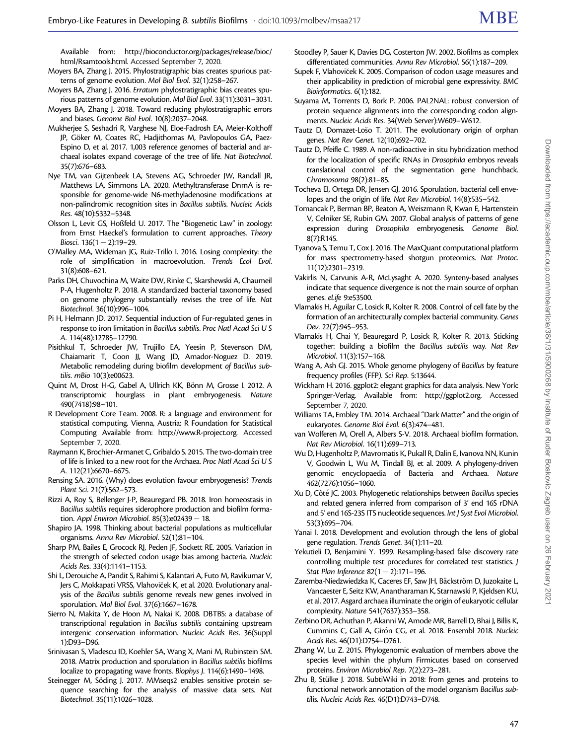Available from: http://bioconductor.org/packages/release/bioc/html/Rsamtools.html. Accessed September 7, 2020.

Moyers BA, Zhang J. 2015. Phylostratigraphic bias creates spurious patterns of genome evolution. *Mol Biol Evol.* 32(1):258–267.

Moyers BA, Zhang J. 2016. *Erratum* phylostratigraphic bias creates spurious patterns of genome evolution. *Mol Biol Evol.* 33(11):3031–3031.

Moyers BA, Zhang J. 2018. Toward reducing phylostratigraphic errors and biases. *Genome Biol Evol.* 10(8):2037–2048.

Mukherjee S, Seshadri R, Varghese NJ, Eloe-Fadrosh EA, Meier-Kolthoff JP, Göker M, Coates RC, Hadjithomas M, Pavlopoulos GA, Paez-Espino D, et al. 2017. 1,003 reference genomes of bacterial and archaeal isolates expand coverage of the tree of life. *Nat Biotechnol.* 35(7):676–683.

Nye TM, van Gijtenbeek LA, Stevens AG, Schroeder JW, Randall JR, Matthews LA, Simmons LA. 2020. Methyltransferase DnmA is responsible for genome-wide N6-methyladenosine modifications at non-palindromic recognition sites in *Bacillus subtilis*. *Nucleic Acids Res.* 48(10):5332–5348.

Olsson L, Levit GS, Hoßfeld U. 2017. The "Biogenetic Law" in zoology: from Ernst Haeckel's formulation to current approaches. *Theory Biosci.* 136(1 − 2):19–29.

O'Malley MA, Wideman JG, Ruiz-Trillo I. 2016. Losing complexity: the role of simplification in macroevolution. *Trends Ecol Evol.* 31(8):608–621.

Parks DH, Chuvochina M, Waite DW, Rinke C, Skarshewski A, Chaumeil P-A, Hugenholtz P. 2018. A standardized bacterial taxonomy based on genome phylogeny substantially revises the tree of life. *Nat Biotechnol.* 36(10):996–1004.

Pi H, Helmann JD. 2017. Sequential induction of Fur-regulated genes in response to iron limitation in *Bacillus subtilis*. *Proc Natl Acad Sci U S A.* 114(48):12785–12790.

Pisithkul T, Schroeder JW, Trujillo EA, Yeesin P, Stevenson DM, Chaiamarit T, Coon JJ, Wang JD, Amador-Noguez D. 2019. Metabolic remodeling during biofilm development of *Bacillus subtilis*. *mBio* 10(3):e00623.

Quint M, Drost H-G, Gabel A, Ullrich KK, Bönn M, Grosse I. 2012. A transcriptomic hourglass in plant embryogenesis. *Nature* 490(7418):98–101.

R Development Core Team. 2008. R: a language and environment for statistical computing. Vienna, Austria: R Foundation for Statistical Computing Available from: http://www.R-project.org. Accessed September 7, 2020.

Raymann K, Brochier-Armanet C, Gribaldo S. 2015. The two-domain tree of life is linked to a new root for the Archaea. *Proc Natl Acad Sci U S A.* 112(21):6670–6675.

Rensing SA. 2016. (Why) does evolution favour embryogenesis? *Trends Plant Sci.* 21(7):562–573.

Rizzi A, Roy S, Bellenger J-P, Beauregard PB. 2018. Iron homeostasis in *Bacillus subtilis* requires siderophore production and biofilm formation. *Appl Environ Microbiol.* 85(3):e02439 − 18.

Shapiro JA. 1998. Thinking about bacterial populations as multicellular organisms. *Annu Rev Microbiol.* 52(1):81–104.

Sharp PM, Bailes E, Grocock RJ, Peden JF, Sockett RE. 2005. Variation in the strength of selected codon usage bias among bacteria. *Nucleic Acids Res.* 33(4):1141–1153.

Shi L, Derouiche A, Pandit S, Rahimi S, Kalantari A, Futo M, Ravikumar V, Jers C, Mokkapati VRSS, Vlahoviček K, et al. 2020. Evolutionary analysis of the *Bacillus subtilis* genome reveals new genes involved in sporulation. *Mol Biol Evol.* 37(6):1667–1678.

Sierro N, Makita Y, de Hoon M, Nakai K. 2008. DBTBS: a database of transcriptional regulation in *Bacillus subtilis* containing upstream intergenic conservation information. *Nucleic Acids Res.* 36(Suppl 1):D93–D96.

Srinivasan S, Vladescu ID, Koehler SA, Wang X, Mani M, Rubinstein SM. 2018. Matrix production and sporulation in *Bacillus subtilis* biofilms localize to propagating wave fronts. *Biophys J.* 114(6):1490–1498.

Steinegger M, Söding J. 2017. MMseqs2 enables sensitive protein sequence searching for the analysis of massive data sets. *Nat Biotechnol.* 35(11):1026–1028.

Stoodley P, Sauer K, Davies DG, Costerton JW. 2002. Biofilms as complex differentiated communities. *Annu Rev Microbiol.* 56(1):187–209.

Supek F, Vlahoviček K. 2005. Comparison of codon usage measures and their applicability in prediction of microbial gene expressivity. *BMC Bioinformatics.* 6(1):182.

Suyama M, Torrents D, Bork P. 2006. PAL2NAL: robust conversion of protein sequence alignments into the corresponding codon alignments. *Nucleic Acids Res.* 34(Web Server):W609–W612.

Tautz D, Domazet-Lošo T. 2011. The evolutionary origin of orphan genes. *Nat Rev Genet.* 12(10):692–702.

Tautz D, Pfeifle C. 1989. A non-radioactive in situ hybridization method for the localization of specific RNAs in *Drosophila* embryos reveals translational control of the segmentation gene hunchback. *Chromosoma* 98(2):81–85.

Tocheva EI, Ortega DR, Jensen GJ. 2016. Sporulation, bacterial cell envelopes and the origin of life. *Nat Rev Microbiol.* 14(8):535–542.

Tomancak P, Berman BP, Beaton A, Weiszmann R, Kwan E, Hartenstein V, Celniker SE, Rubin GM. 2007. Global analysis of patterns of gene expression during *Drosophila* embryogenesis. *Genome Biol.* 8(7):R145.

Tyanova S, Temu T, Cox J. 2016. The MaxQuant computational platform for mass spectrometry-based shotgun proteomics. *Nat Protoc.* 11(12):2301–2319.

Vakirlis N, Carvunis A-R, McLysaght A. 2020. Synteny-based analyses indicate that sequence divergence is not the main source of orphan genes. *eLife* 9:e53500.

Vlamakis H, Aguilar C, Losick R, Kolter R. 2008. Control of cell fate by the formation of an architecturally complex bacterial community. *Genes Dev.* 22(7):945–953.

Vlamakis H, Chai Y, Beauregard P, Losick R, Kolter R. 2013. Sticking together: building a biofilm the *Bacillus subtilis* way. *Nat Rev Microbiol.* 11(3):157–168.

Wang A, Ash GJ. 2015. Whole genome phylogeny of *Bacillus* by feature frequency profiles (FFP). *Sci Rep.* 5:13644.

Wickham H. 2016. ggplot2: elegant graphics for data analysis. New York: Springer-Verlag. Available from: http://ggplot2.org. Accessed September 7, 2020.

Williams TA, Embley TM. 2014. Archaeal "Dark Matter" and the origin of eukaryotes. *Genome Biol Evol.* 6(3):474–481.

van Wolferen M, Orell A, Albers S-V. 2018. Archaeal biofilm formation. *Nat Rev Microbiol.* 16(11):699–713.

Wu D, Hugenholtz P, Mavromatis K, Pukall R, Dalin E, Ivanova NN, Kunin V, Goodwin L, Wu M, Tindall BJ, et al. 2009. A phylogeny-driven genomic encyclopaedia of Bacteria and Archaea. *Nature* 462(7276):1056–1060.

Xu D, Côté JC. 2003. Phylogenetic relationships between *Bacillus* species and related genera inferred from comparison of 3′ end 16S rDNA and 5′ end 16S-23S ITS nucleotide sequences. *Int J Syst Evol Microbiol.* 53(3):695–704.

Yanai I. 2018. Development and evolution through the lens of global gene regulation. *Trends Genet.* 34(1):11–20.

Yekutieli D, Benjamini Y. 1999. Resampling-based false discovery rate controlling multiple test procedures for correlated test statistics. *J Stat Plan Inference* 82(1 − 2):171–196.

Zaremba-Niedzwiedzka K, Caceres EF, Saw JH, Bäckström D, Juzokaite L, Vancaester E, Seitz KW, Anantharaman K, Starnawski P, Kjeldsen KU, et al. 2017. Asgard archaea illuminate the origin of eukaryotic cellular complexity. *Nature* 541(7637):353–358.

Zerbino DR, Achuthan P, Akanni W, Amode MR, Barrell D, Bhai J, Billis K, Cummins C, Gall A, Girón CG, et al. 2018. Ensembl 2018. *Nucleic Acids Res.* 46(D1):D754–D761.

Zhang W, Lu Z. 2015. Phylogenomic evaluation of members above the species level within the phylum Firmicutes based on conserved proteins. *Environ Microbiol Rep.* 7(2):273–281.

Zhu B, Stülke J. 2018. SubtiWiki in 2018: from genes and proteins to functional network annotation of the model organism *Bacillus subtilis*. *Nucleic Acids Res.* 46(D1):D743–D748.